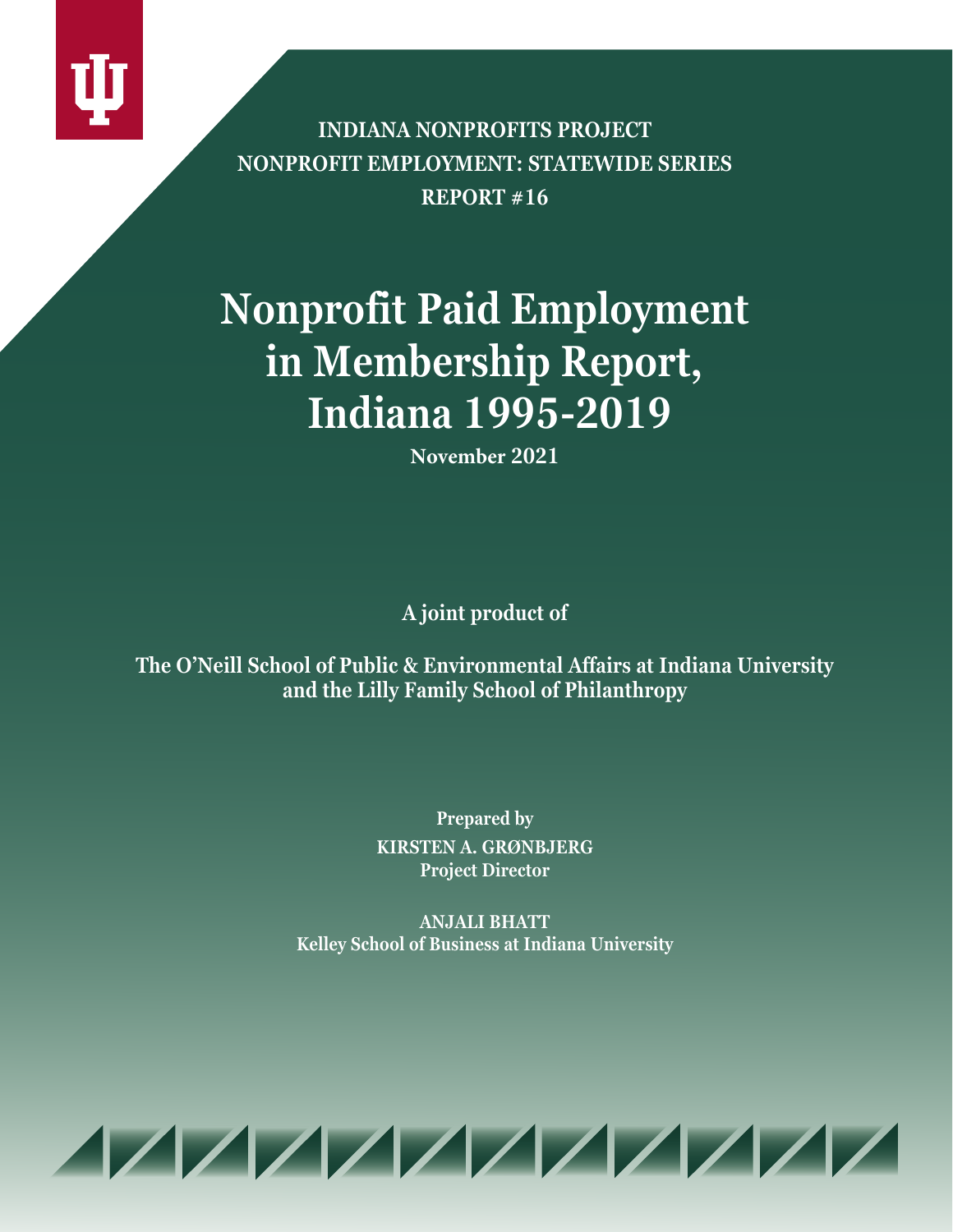INDIANA NONPROFITS PROJECT

NONPROFIT EMPLOYMENT: STATEWIDE SERIES

REPORT #16

# Nonprofit Paid Employment in Membership Report, Indiana 1995-2019

**November 2021**

**A joint product of**

**The O'Neill School of Public & Environmental Affairs at Indiana University and the Lilly Family School of Philanthropy**

Prepared by

**KIRSTEN A. GRØNBJERG**

**Project Director**

**ANJALI BHATT**

**Kelley School of Business at Indiana University**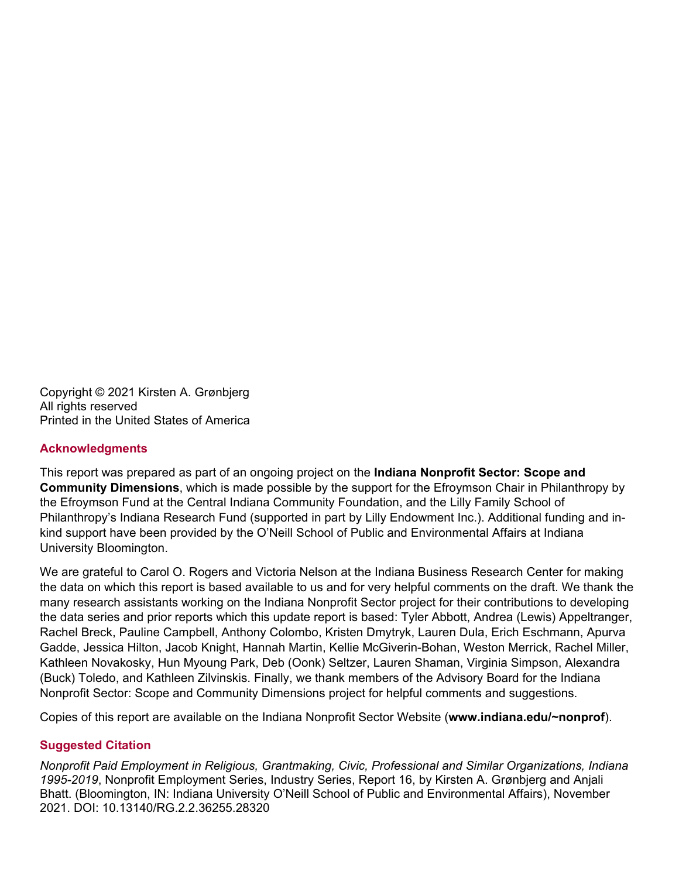Copyright © 2021 Kirsten A. Grønbjerg
All rights reserved
Printed in the United States of America

## Acknowledgments

This report was prepared as part of an ongoing project on the **Indiana Nonprofit Sector: Scope and Community Dimensions**, which is made possible by the support for the Efroymson Chair in Philanthropy by the Efroymson Fund at the Central Indiana Community Foundation, and the Lilly Family School of Philanthropy's Indiana Research Fund (supported in part by Lilly Endowment Inc.). Additional funding and in-kind support have been provided by the O'Neill School of Public and Environmental Affairs at Indiana University Bloomington.

We are grateful to Carol O. Rogers and Victoria Nelson at the Indiana Business Research Center for making the data on which this report is based available to us and for very helpful comments on the draft. We thank the many research assistants working on the Indiana Nonprofit Sector project for their contributions to developing the data series and prior reports which this update report is based: Tyler Abbott, Andrea (Lewis) Appeltranger, Rachel Breck, Pauline Campbell, Anthony Colombo, Kristen Dmytryk, Lauren Dula, Erich Eschmann, Apurva Gadde, Jessica Hilton, Jacob Knight, Hannah Martin, Kellie McGiverin-Bohan, Weston Merrick, Rachel Miller, Kathleen Novakosky, Hun Myoung Park, Deb (Oonk) Seltzer, Lauren Shaman, Virginia Simpson, Alexandra (Buck) Toledo, and Kathleen Zilvinskis. Finally, we thank members of the Advisory Board for the Indiana Nonprofit Sector: Scope and Community Dimensions project for helpful comments and suggestions.

Copies of this report are available on the Indiana Nonprofit Sector Website (**www.indiana.edu/~nonprof**).

## Suggested Citation

*Nonprofit Paid Employment in Religious, Grantmaking, Civic, Professional and Similar Organizations, Indiana 1995-2019*, Nonprofit Employment Series, Industry Series, Report 16, by Kirsten A. Grønbjerg and Anjali Bhatt. (Bloomington, IN: Indiana University O'Neill School of Public and Environmental Affairs), November 2021. DOI: 10.13140/RG.2.2.36255.28320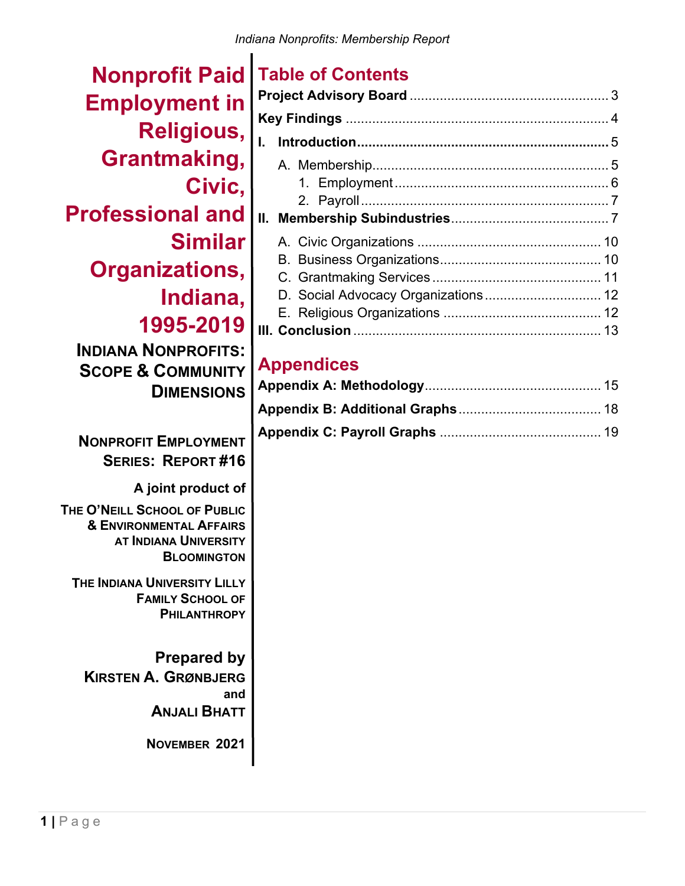# Nonprofit Paid Employment in Religious, Grantmaking, Civic, Professional and Similar Organizations, Indiana, 1995-2019

**INDIANA NONPROFITS: SCOPE & COMMUNITY DIMENSIONS**

**NONPROFIT EMPLOYMENT SERIES: REPORT #16**

**A joint product of**

**THE O'NEILL SCHOOL OF PUBLIC & ENVIRONMENTAL AFFAIRS AT INDIANA UNIVERSITY BLOOMINGTON**

**THE INDIANA UNIVERSITY LILLY FAMILY SCHOOL OF PHILANTHROPY**

**Prepared by**
**KIRSTEN A. GRØNBJERG**
**and**
**ANJALI BHATT**

**NOVEMBER 2021**

## Table of Contents

**Project Advisory Board** .......... 3

**Key Findings** .......... 4

**I. Introduction** .......... 5

- A. Membership .......... 5
  1. Employment .......... 6
  2. Payroll .......... 7

**II. Membership Subindustries** .......... 7

- A. Civic Organizations .......... 10
- B. Business Organizations .......... 10
- C. Grantmaking Services .......... 11
- D. Social Advocacy Organizations .......... 12
- E. Religious Organizations .......... 12

**III. Conclusion** .......... 13

## Appendices

**Appendix A: Methodology** .......... 15

**Appendix B: Additional Graphs** .......... 18

**Appendix C: Payroll Graphs** .......... 19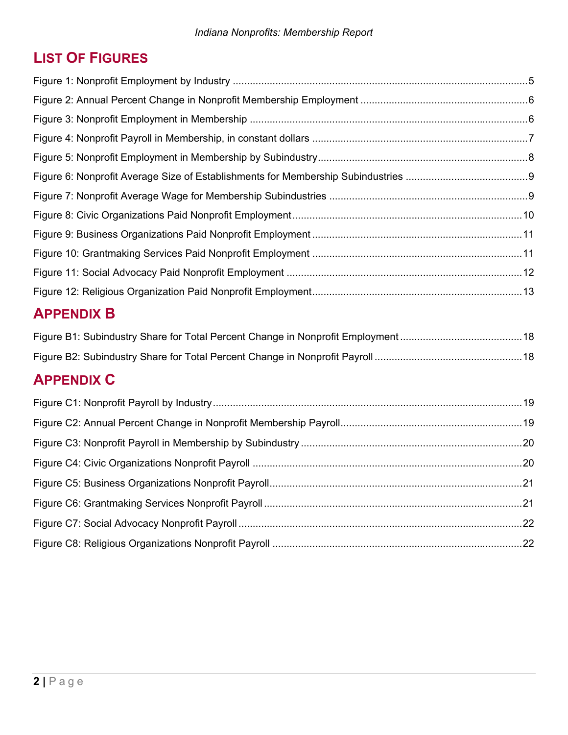## List Of Figures

Figure 1: Nonprofit Employment by Industry ....... 5

Figure 2: Annual Percent Change in Nonprofit Membership Employment ....... 6

Figure 3: Nonprofit Employment in Membership ....... 6

Figure 4: Nonprofit Payroll in Membership, in constant dollars ....... 7

Figure 5: Nonprofit Employment in Membership by Subindustry ....... 8

Figure 6: Nonprofit Average Size of Establishments for Membership Subindustries ....... 9

Figure 7: Nonprofit Average Wage for Membership Subindustries ....... 9

Figure 8: Civic Organizations Paid Nonprofit Employment ....... 10

Figure 9: Business Organizations Paid Nonprofit Employment ....... 11

Figure 10: Grantmaking Services Paid Nonprofit Employment ....... 11

Figure 11: Social Advocacy Paid Nonprofit Employment ....... 12

Figure 12: Religious Organization Paid Nonprofit Employment ....... 13

## Appendix B

Figure B1: Subindustry Share for Total Percent Change in Nonprofit Employment ....... 18

Figure B2: Subindustry Share for Total Percent Change in Nonprofit Payroll ....... 18

## Appendix C

Figure C1: Nonprofit Payroll by Industry ....... 19

Figure C2: Annual Percent Change in Nonprofit Membership Payroll ....... 19

Figure C3: Nonprofit Payroll in Membership by Subindustry ....... 20

Figure C4: Civic Organizations Nonprofit Payroll ....... 20

Figure C5: Business Organizations Nonprofit Payroll ....... 21

Figure C6: Grantmaking Services Nonprofit Payroll ....... 21

Figure C7: Social Advocacy Nonprofit Payroll ....... 22

Figure C8: Religious Organizations Nonprofit Payroll ....... 22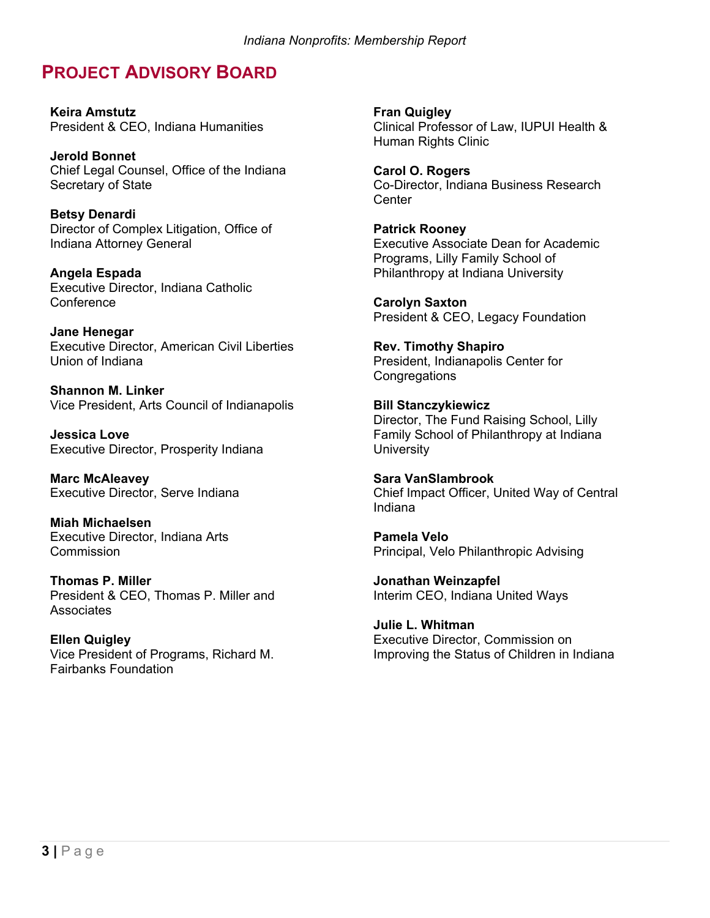## PROJECT ADVISORY BOARD

**Keira Amstutz**
President & CEO, Indiana Humanities

**Jerold Bonnet**
Chief Legal Counsel, Office of the Indiana Secretary of State

**Betsy Denardi**
Director of Complex Litigation, Office of Indiana Attorney General

**Angela Espada**
Executive Director, Indiana Catholic Conference

**Jane Henegar**
Executive Director, American Civil Liberties Union of Indiana

**Shannon M. Linker**
Vice President, Arts Council of Indianapolis

**Jessica Love**
Executive Director, Prosperity Indiana

**Marc McAleavey**
Executive Director, Serve Indiana

**Miah Michaelsen**
Executive Director, Indiana Arts Commission

**Thomas P. Miller**
President & CEO, Thomas P. Miller and Associates

**Ellen Quigley**
Vice President of Programs, Richard M. Fairbanks Foundation

**Fran Quigley**
Clinical Professor of Law, IUPUI Health & Human Rights Clinic

**Carol O. Rogers**
Co-Director, Indiana Business Research Center

**Patrick Rooney**
Executive Associate Dean for Academic Programs, Lilly Family School of Philanthropy at Indiana University

**Carolyn Saxton**
President & CEO, Legacy Foundation

**Rev. Timothy Shapiro**
President, Indianapolis Center for Congregations

**Bill Stanczykiewicz**
Director, The Fund Raising School, Lilly Family School of Philanthropy at Indiana University

**Sara VanSlambrook**
Chief Impact Officer, United Way of Central Indiana

**Pamela Velo**
Principal, Velo Philanthropic Advising

**Jonathan Weinzapfel**
Interim CEO, Indiana United Ways

**Julie L. Whitman**
Executive Director, Commission on Improving the Status of Children in Indiana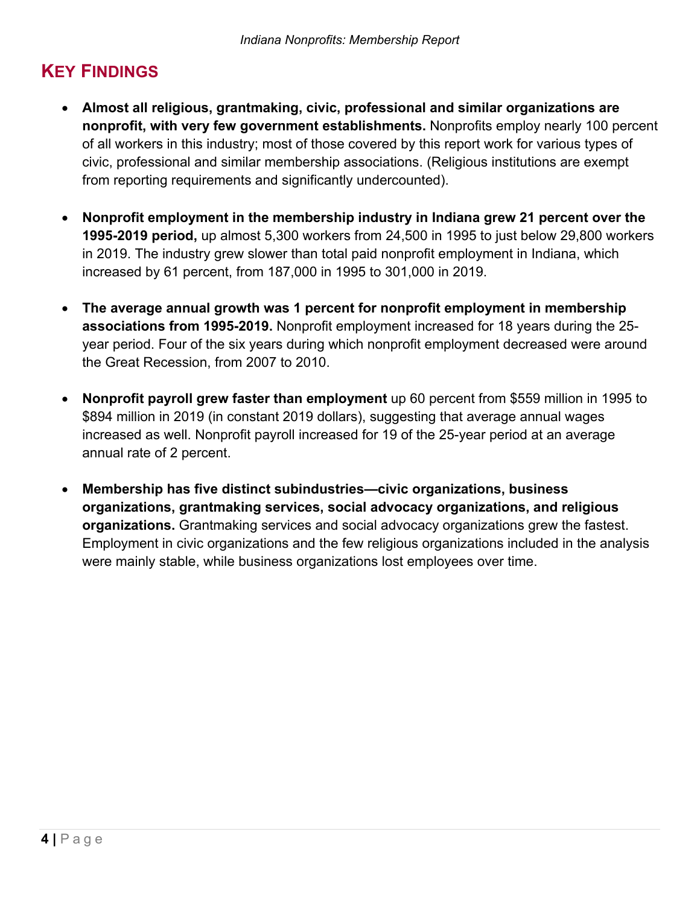## Key Findings

- **Almost all religious, grantmaking, civic, professional and similar organizations are nonprofit, with very few government establishments.** Nonprofits employ nearly 100 percent of all workers in this industry; most of those covered by this report work for various types of civic, professional and similar membership associations. (Religious institutions are exempt from reporting requirements and significantly undercounted).

- **Nonprofit employment in the membership industry in Indiana grew 21 percent over the 1995-2019 period,** up almost 5,300 workers from 24,500 in 1995 to just below 29,800 workers in 2019. The industry grew slower than total paid nonprofit employment in Indiana, which increased by 61 percent, from 187,000 in 1995 to 301,000 in 2019.

- **The average annual growth was 1 percent for nonprofit employment in membership associations from 1995-2019.** Nonprofit employment increased for 18 years during the 25-year period. Four of the six years during which nonprofit employment decreased were around the Great Recession, from 2007 to 2010.

- **Nonprofit payroll grew faster than employment** up 60 percent from $559 million in 1995 to $894 million in 2019 (in constant 2019 dollars), suggesting that average annual wages increased as well. Nonprofit payroll increased for 19 of the 25-year period at an average annual rate of 2 percent.

- **Membership has five distinct subindustries—civic organizations, business organizations, grantmaking services, social advocacy organizations, and religious organizations.** Grantmaking services and social advocacy organizations grew the fastest. Employment in civic organizations and the few religious organizations included in the analysis were mainly stable, while business organizations lost employees over time.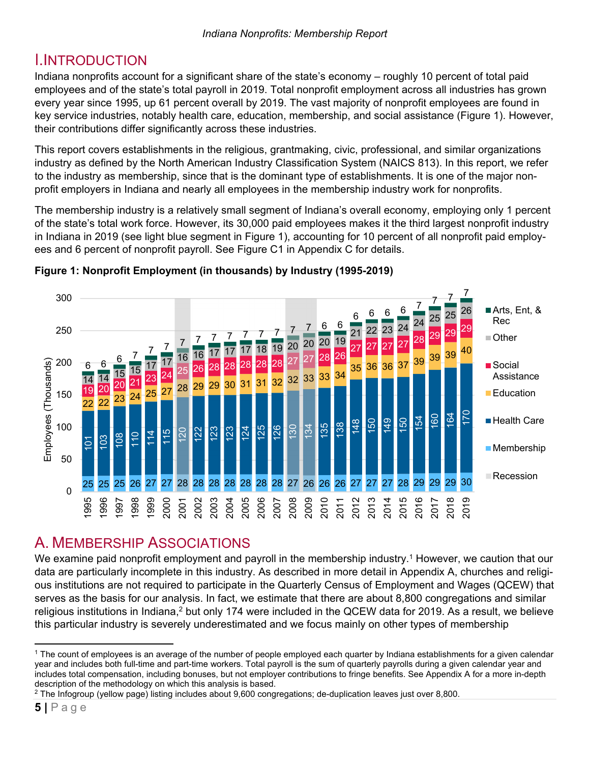# I. Introduction

Indiana nonprofits account for a significant share of the state's economy – roughly 10 percent of total paid employees and of the state's total payroll in 2019. Total nonprofit employment across all industries has grown every year since 1995, up 61 percent overall by 2019. The vast majority of nonprofit employees are found in key service industries, notably health care, education, membership, and social assistance (Figure 1). However, their contributions differ significantly across these industries.

This report covers establishments in the religious, grantmaking, civic, professional, and similar organizations industry as defined by the North American Industry Classification System (NAICS 813). In this report, we refer to the industry as membership, since that is the dominant type of establishments. It is one of the major non-profit employers in Indiana and nearly all employees in the membership industry work for nonprofits.

The membership industry is a relatively small segment of Indiana's overall economy, employing only 1 percent of the state's total work force. However, its 30,000 paid employees makes it the third largest nonprofit industry in Indiana in 2019 (see light blue segment in Figure 1), accounting for 10 percent of all nonprofit paid employees and 6 percent of nonprofit payroll. See Figure C1 in Appendix C for details.

**Figure 1: Nonprofit Employment (in thousands) by Industry (1995-2019)**

| Year | Membership | Health Care | Education | Social Assistance | Other | Arts, Ent, & Rec |
|---|---|---|---|---|---|---|
| 1995 | 25 | 101 | 22 | 19 | 14 | 6 |
| 1996 | 25 | 103 | 22 | 20 | 14 | 6 |
| 1997 | 25 | 108 | 23 | 20 | 15 | 6 |
| 1998 | 26 | 110 | 24 | 21 | 15 | 7 |
| 1999 | 27 | 114 | 25 | 23 | 17 | 7 |
| 2000 | 27 | 115 | 27 | 24 | 17 | 7 |
| 2001 | 28 | 120 | 28 | 25 | 16 | 7 |
| 2002 | 28 | 122 | 29 | 26 | 16 | 7 |
| 2003 | 28 | 123 | 29 | 28 | 17 | 7 |
| 2004 | 28 | 123 | 30 | 28 | 17 | 7 |
| 2005 | 28 | 124 | 31 | 28 | 17 | 7 |
| 2006 | 28 | 125 | 31 | 28 | 18 | 7 |
| 2007 | 28 | 126 | 32 | 28 | 19 | 7 |
| 2008 | 27 | 130 | 32 | 27 | 20 | 7 |
| 2009 | 26 | 134 | 33 | 27 | 20 | 7 |
| 2010 | 26 | 135 | 33 | 28 | 20 | 6 |
| 2011 | 26 | 138 | 34 | 26 | 19 | 6 |
| 2012 | 27 | 148 | 35 | 27 | 21 | 6 |
| 2013 | 27 | 150 | 36 | 27 | 22 | 6 |
| 2014 | 27 | 149 | 36 | 27 | 23 | 6 |
| 2015 | 28 | 150 | 37 | 27 | 24 | 6 |
| 2016 | 29 | 154 | 39 | 28 | 24 | 7 |
| 2017 | 29 | 160 | 39 | 29 | 25 | 7 |
| 2018 | 29 | 164 | 39 | 29 | 25 | 7 |
| 2019 | 30 | 170 | 40 | 29 | 26 | 7 |

Note: Recession years shaded: 2001, 2008, 2009.

# A. Membership Associations

We examine paid nonprofit employment and payroll in the membership industry.[1] However, we caution that our data are particularly incomplete in this industry. As described in more detail in Appendix A, churches and religious institutions are not required to participate in the Quarterly Census of Employment and Wages (QCEW) that serves as the basis for our analysis. In fact, we estimate that there are about 8,800 congregations and similar religious institutions in Indiana,[2] but only 174 were included in the QCEW data for 2019. As a result, we believe this particular industry is severely underestimated and we focus mainly on other types of membership

[1] The count of employees is an average of the number of people employed each quarter by Indiana establishments for a given calendar year and includes both full-time and part-time workers. Total payroll is the sum of quarterly payrolls during a given calendar year and includes total compensation, including bonuses, but not employer contributions to fringe benefits. See Appendix A for a more in-depth description of the methodology on which this analysis is based.

[2] The Infogroup (yellow page) listing includes about 9,600 congregations; de-duplication leaves just over 8,800.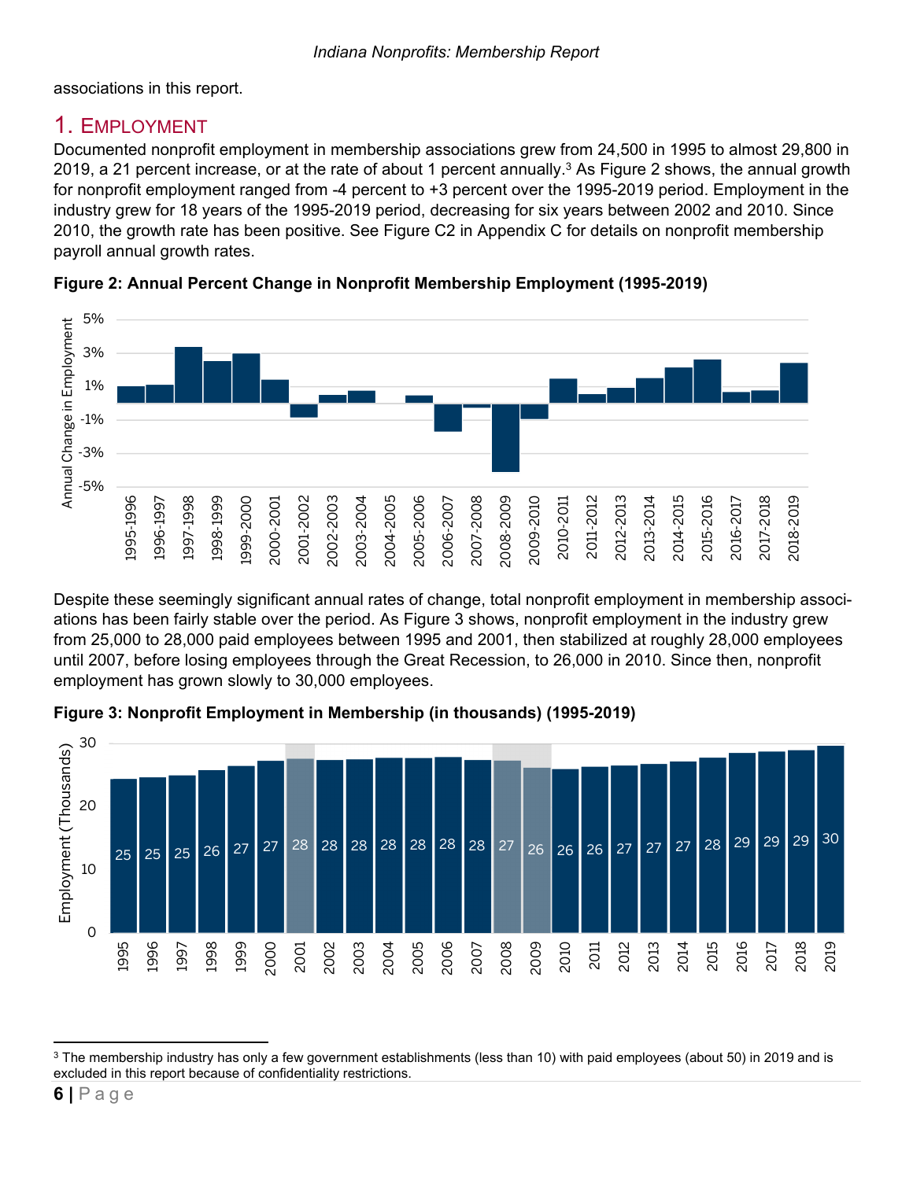associations in this report.

## 1. Employment

Documented nonprofit employment in membership associations grew from 24,500 in 1995 to almost 29,800 in 2019, a 21 percent increase, or at the rate of about 1 percent annually.[3] As Figure 2 shows, the annual growth for nonprofit employment ranged from -4 percent to +3 percent over the 1995-2019 period. Employment in the industry grew for 18 years of the 1995-2019 period, decreasing for six years between 2002 and 2010. Since 2010, the growth rate has been positive. See Figure C2 in Appendix C for details on nonprofit membership payroll annual growth rates.

**Figure 2: Annual Percent Change in Nonprofit Membership Employment (1995-2019)**

Despite these seemingly significant annual rates of change, total nonprofit employment in membership associations has been fairly stable over the period. As Figure 3 shows, nonprofit employment in the industry grew from 25,000 to 28,000 paid employees between 1995 and 2001, then stabilized at roughly 28,000 employees until 2007, before losing employees through the Great Recession, to 26,000 in 2010. Since then, nonprofit employment has grown slowly to 30,000 employees.

**Figure 3: Nonprofit Employment in Membership (in thousands) (1995-2019)**

| Year | 1995 | 1996 | 1997 | 1998 | 1999 | 2000 | 2001 | 2002 | 2003 | 2004 | 2005 | 2006 | 2007 | 2008 | 2009 | 2010 | 2011 | 2012 | 2013 | 2014 | 2015 | 2016 | 2017 | 2018 | 2019 |
|---|---|---|---|---|---|---|---|---|---|---|---|---|---|---|---|---|---|---|---|---|---|---|---|---|---|
| Employment (Thousands) | 25 | 25 | 25 | 26 | 27 | 27 | 28 | 28 | 28 | 28 | 28 | 28 | 28 | 27 | 26 | 26 | 26 | 27 | 27 | 27 | 28 | 29 | 29 | 29 | 30 |

[3] The membership industry has only a few government establishments (less than 10) with paid employees (about 50) in 2019 and is excluded in this report because of confidentiality restrictions.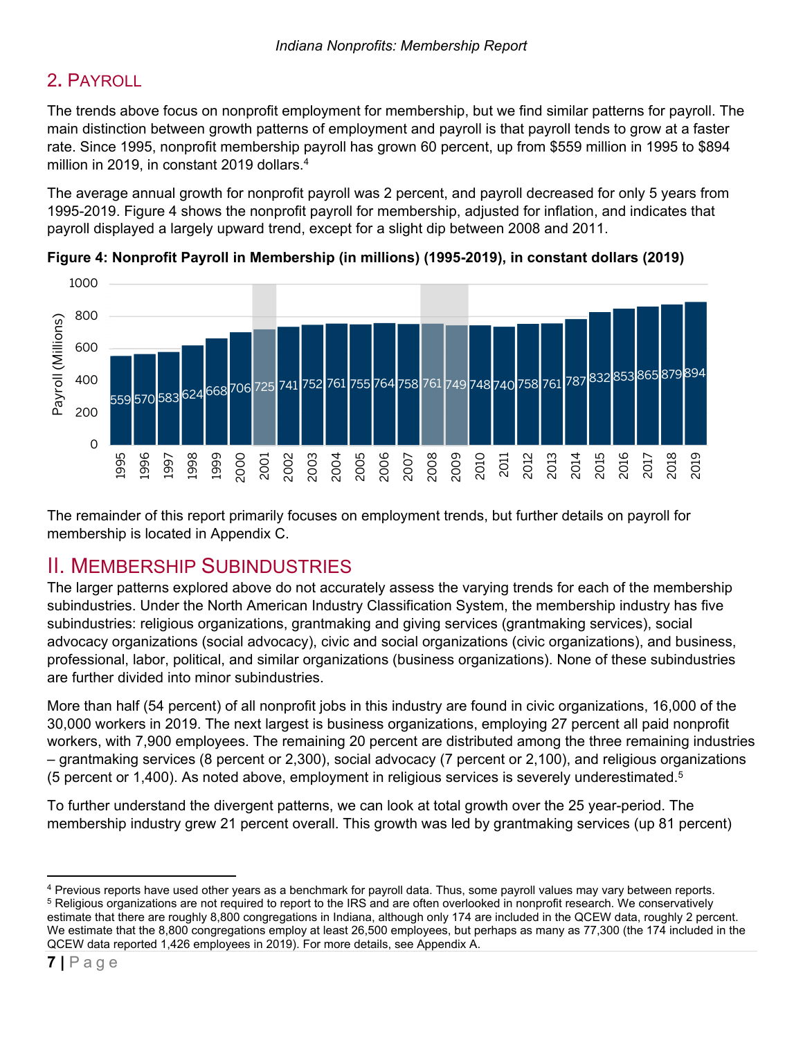## 2. Payroll

The trends above focus on nonprofit employment for membership, but we find similar patterns for payroll. The main distinction between growth patterns of employment and payroll is that payroll tends to grow at a faster rate. Since 1995, nonprofit membership payroll has grown 60 percent, up from $559 million in 1995 to $894 million in 2019, in constant 2019 dollars.[4]

The average annual growth for nonprofit payroll was 2 percent, and payroll decreased for only 5 years from 1995-2019. Figure 4 shows the nonprofit payroll for membership, adjusted for inflation, and indicates that payroll displayed a largely upward trend, except for a slight dip between 2008 and 2011.

**Figure 4: Nonprofit Payroll in Membership (in millions) (1995-2019), in constant dollars (2019)**

| Year | Payroll (Millions) |
|---|---|
| 1995 | 559 |
| 1996 | 570 |
| 1997 | 583 |
| 1998 | 624 |
| 1999 | 668 |
| 2000 | 706 |
| 2001 | 725 |
| 2002 | 741 |
| 2003 | 752 |
| 2004 | 761 |
| 2005 | 755 |
| 2006 | 764 |
| 2007 | 758 |
| 2008 | 761 |
| 2009 | 749 |
| 2010 | 748 |
| 2011 | 740 |
| 2012 | 758 |
| 2013 | 761 |
| 2014 | 787 |
| 2015 | 832 |
| 2016 | 853 |
| 2017 | 865 |
| 2018 | 879 |
| 2019 | 894 |

The remainder of this report primarily focuses on employment trends, but further details on payroll for membership is located in Appendix C.

# II. Membership Subindustries

The larger patterns explored above do not accurately assess the varying trends for each of the membership subindustries. Under the North American Industry Classification System, the membership industry has five subindustries: religious organizations, grantmaking and giving services (grantmaking services), social advocacy organizations (social advocacy), civic and social organizations (civic organizations), and business, professional, labor, political, and similar organizations (business organizations). None of these subindustries are further divided into minor subindustries.

More than half (54 percent) of all nonprofit jobs in this industry are found in civic organizations, 16,000 of the 30,000 workers in 2019. The next largest is business organizations, employing 27 percent all paid nonprofit workers, with 7,900 employees. The remaining 20 percent are distributed among the three remaining industries – grantmaking services (8 percent or 2,300), social advocacy (7 percent or 2,100), and religious organizations (5 percent or 1,400). As noted above, employment in religious services is severely underestimated.[5]

To further understand the divergent patterns, we can look at total growth over the 25 year-period. The membership industry grew 21 percent overall. This growth was led by grantmaking services (up 81 percent)

---

[4] Previous reports have used other years as a benchmark for payroll data. Thus, some payroll values may vary between reports.

[5] Religious organizations are not required to report to the IRS and are often overlooked in nonprofit research. We conservatively estimate that there are roughly 8,800 congregations in Indiana, although only 174 are included in the QCEW data, roughly 2 percent. We estimate that the 8,800 congregations employ at least 26,500 employees, but perhaps as many as 77,300 (the 174 included in the QCEW data reported 1,426 employees in 2019). For more details, see Appendix A.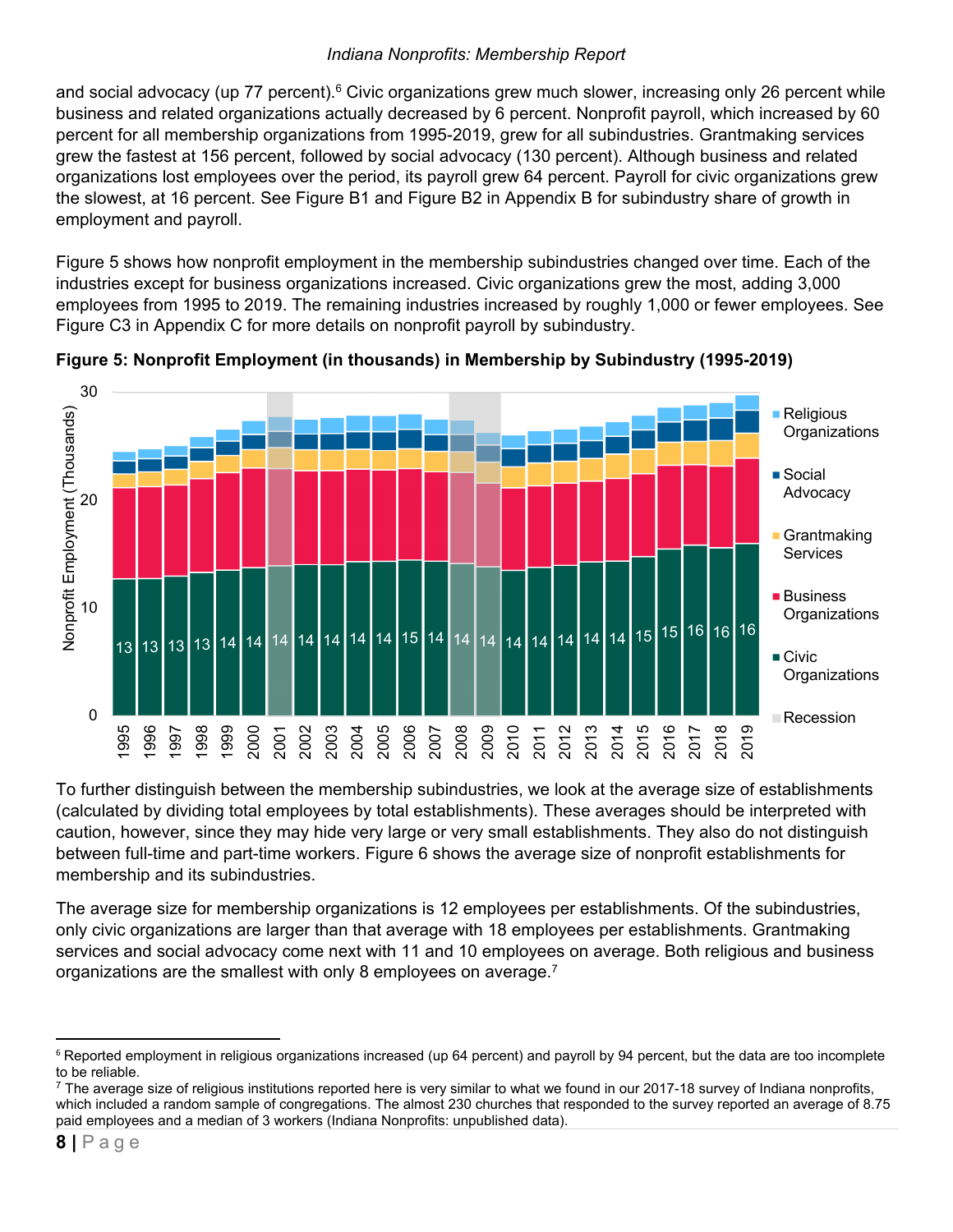and social advocacy (up 77 percent).[6] Civic organizations grew much slower, increasing only 26 percent while business and related organizations actually decreased by 6 percent. Nonprofit payroll, which increased by 60 percent for all membership organizations from 1995-2019, grew for all subindustries. Grantmaking services grew the fastest at 156 percent, followed by social advocacy (130 percent). Although business and related organizations lost employees over the period, its payroll grew 64 percent. Payroll for civic organizations grew the slowest, at 16 percent. See Figure B1 and Figure B2 in Appendix B for subindustry share of growth in employment and payroll.

Figure 5 shows how nonprofit employment in the membership subindustries changed over time. Each of the industries except for business organizations increased. Civic organizations grew the most, adding 3,000 employees from 1995 to 2019. The remaining industries increased by roughly 1,000 or fewer employees. See Figure C3 in Appendix C for more details on nonprofit payroll by subindustry.

**Figure 5: Nonprofit Employment (in thousands) in Membership by Subindustry (1995-2019)**

To further distinguish between the membership subindustries, we look at the average size of establishments (calculated by dividing total employees by total establishments). These averages should be interpreted with caution, however, since they may hide very large or very small establishments. They also do not distinguish between full-time and part-time workers. Figure 6 shows the average size of nonprofit establishments for membership and its subindustries.

The average size for membership organizations is 12 employees per establishments. Of the subindustries, only civic organizations are larger than that average with 18 employees per establishments. Grantmaking services and social advocacy come next with 11 and 10 employees on average. Both religious and business organizations are the smallest with only 8 employees on average.[7]

---

[6] Reported employment in religious organizations increased (up 64 percent) and payroll by 94 percent, but the data are too incomplete to be reliable.

[7] The average size of religious institutions reported here is very similar to what we found in our 2017-18 survey of Indiana nonprofits, which included a random sample of congregations. The almost 230 churches that responded to the survey reported an average of 8.75 paid employees and a median of 3 workers (Indiana Nonprofits: unpublished data).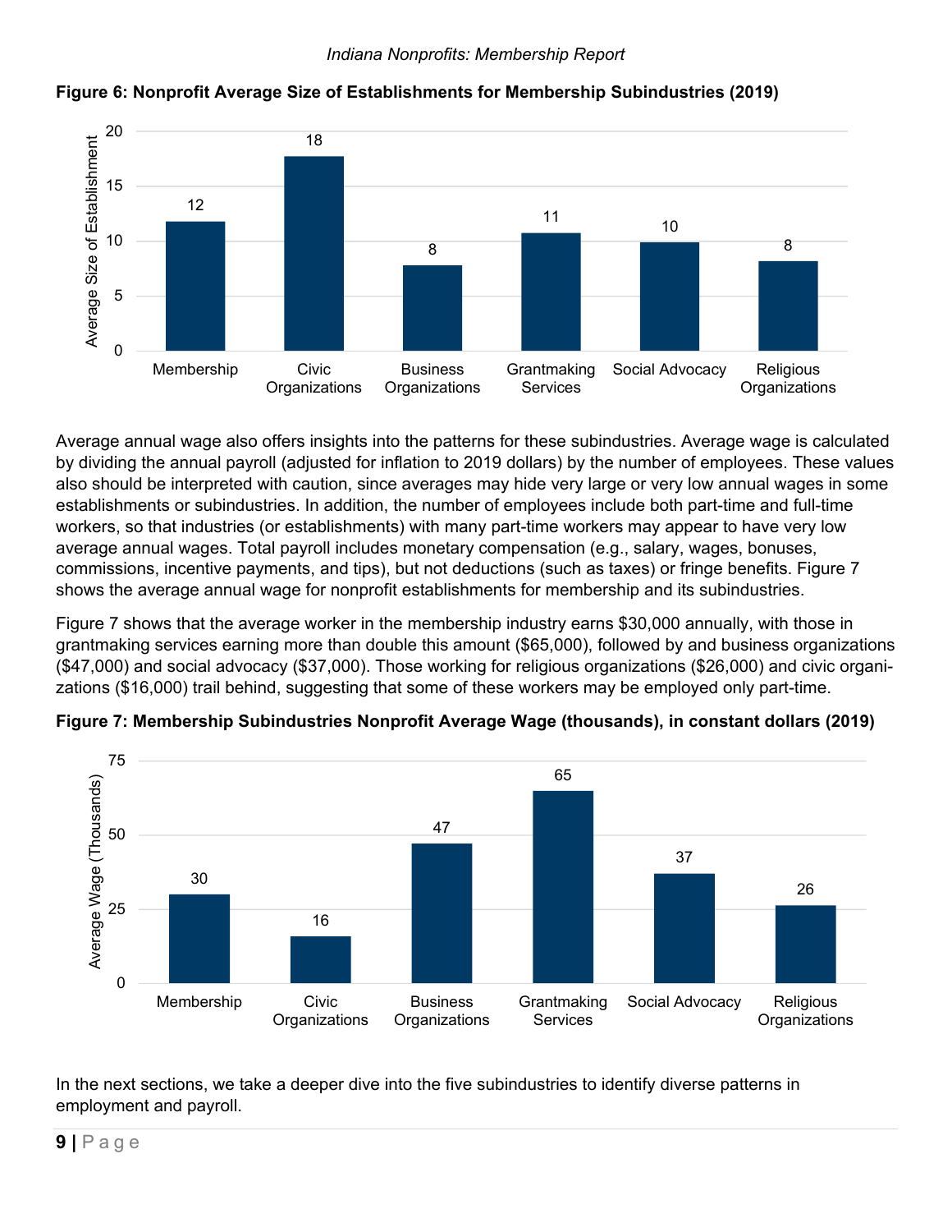**Figure 6: Nonprofit Average Size of Establishments for Membership Subindustries (2019)**

| Subindustry | Average Size of Establishment |
|---|---|
| Membership | 12 |
| Civic Organizations | 18 |
| Business Organizations | 8 |
| Grantmaking Services | 11 |
| Social Advocacy | 10 |
| Religious Organizations | 8 |

Average annual wage also offers insights into the patterns for these subindustries. Average wage is calculated by dividing the annual payroll (adjusted for inflation to 2019 dollars) by the number of employees. These values also should be interpreted with caution, since averages may hide very large or very low annual wages in some establishments or subindustries. In addition, the number of employees include both part-time and full-time workers, so that industries (or establishments) with many part-time workers may appear to have very low average annual wages. Total payroll includes monetary compensation (e.g., salary, wages, bonuses, commissions, incentive payments, and tips), but not deductions (such as taxes) or fringe benefits. Figure 7 shows the average annual wage for nonprofit establishments for membership and its subindustries.

Figure 7 shows that the average worker in the membership industry earns $30,000 annually, with those in grantmaking services earning more than double this amount ($65,000), followed by and business organizations ($47,000) and social advocacy ($37,000). Those working for religious organizations ($26,000) and civic organizations ($16,000) trail behind, suggesting that some of these workers may be employed only part-time.

**Figure 7: Membership Subindustries Nonprofit Average Wage (thousands), in constant dollars (2019)**

| Subindustry | Average Wage (Thousands) |
|---|---|
| Membership | 30 |
| Civic Organizations | 16 |
| Business Organizations | 47 |
| Grantmaking Services | 65 |
| Social Advocacy | 37 |
| Religious Organizations | 26 |

In the next sections, we take a deeper dive into the five subindustries to identify diverse patterns in employment and payroll.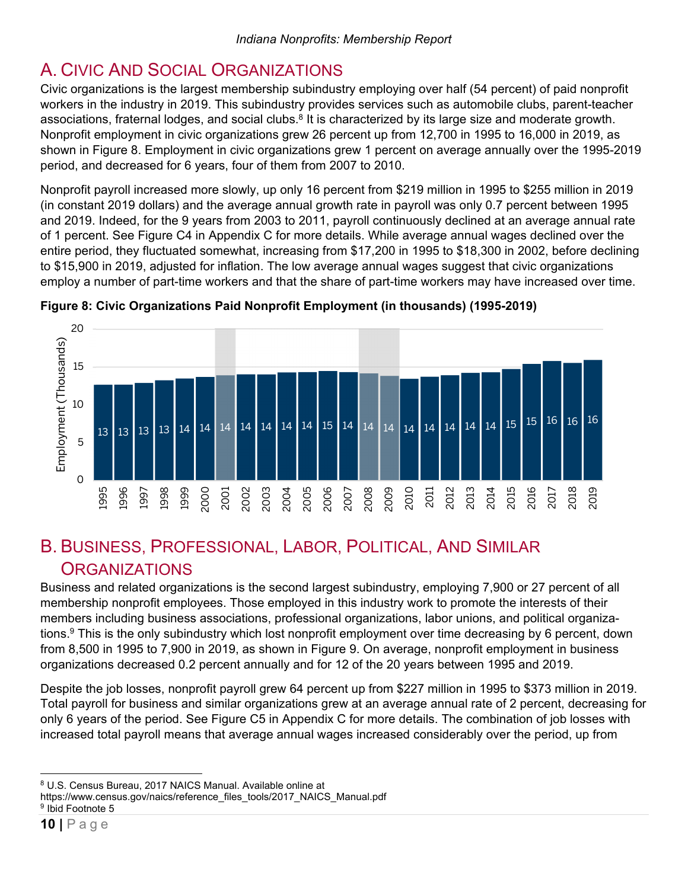## A. Civic And Social Organizations

Civic organizations is the largest membership subindustry employing over half (54 percent) of paid nonprofit workers in the industry in 2019. This subindustry provides services such as automobile clubs, parent-teacher associations, fraternal lodges, and social clubs.[8] It is characterized by its large size and moderate growth. Nonprofit employment in civic organizations grew 26 percent up from 12,700 in 1995 to 16,000 in 2019, as shown in Figure 8. Employment in civic organizations grew 1 percent on average annually over the 1995-2019 period, and decreased for 6 years, four of them from 2007 to 2010.

Nonprofit payroll increased more slowly, up only 16 percent from $219 million in 1995 to $255 million in 2019 (in constant 2019 dollars) and the average annual growth rate in payroll was only 0.7 percent between 1995 and 2019. Indeed, for the 9 years from 2003 to 2011, payroll continuously declined at an average annual rate of 1 percent. See Figure C4 in Appendix C for more details. While average annual wages declined over the entire period, they fluctuated somewhat, increasing from $17,200 in 1995 to $18,300 in 2002, before declining to $15,900 in 2019, adjusted for inflation. The low average annual wages suggest that civic organizations employ a number of part-time workers and that the share of part-time workers may have increased over time.

**Figure 8: Civic Organizations Paid Nonprofit Employment (in thousands) (1995-2019)**

| Year | Employment (Thousands) |
|---|---|
| 1995 | 13 |
| 1996 | 13 |
| 1997 | 13 |
| 1998 | 13 |
| 1999 | 14 |
| 2000 | 14 |
| 2001 | 14 |
| 2002 | 14 |
| 2003 | 14 |
| 2004 | 14 |
| 2005 | 14 |
| 2006 | 15 |
| 2007 | 14 |
| 2008 | 14 |
| 2009 | 14 |
| 2010 | 14 |
| 2011 | 14 |
| 2012 | 14 |
| 2013 | 14 |
| 2014 | 14 |
| 2015 | 15 |
| 2016 | 15 |
| 2017 | 16 |
| 2018 | 16 |
| 2019 | 16 |

## B. Business, Professional, Labor, Political, And Similar Organizations

Business and related organizations is the second largest subindustry, employing 7,900 or 27 percent of all membership nonprofit employees. Those employed in this industry work to promote the interests of their members including business associations, professional organizations, labor unions, and political organizations.[9] This is the only subindustry which lost nonprofit employment over time decreasing by 6 percent, down from 8,500 in 1995 to 7,900 in 2019, as shown in Figure 9. On average, nonprofit employment in business organizations decreased 0.2 percent annually and for 12 of the 20 years between 1995 and 2019.

Despite the job losses, nonprofit payroll grew 64 percent up from $227 million in 1995 to $373 million in 2019. Total payroll for business and similar organizations grew at an average annual rate of 2 percent, decreasing for only 6 years of the period. See Figure C5 in Appendix C for more details. The combination of job losses with increased total payroll means that average annual wages increased considerably over the period, up from

[8] U.S. Census Bureau, 2017 NAICS Manual. Available online at https://www.census.gov/naics/reference_files_tools/2017_NAICS_Manual.pdf

[9] Ibid Footnote 5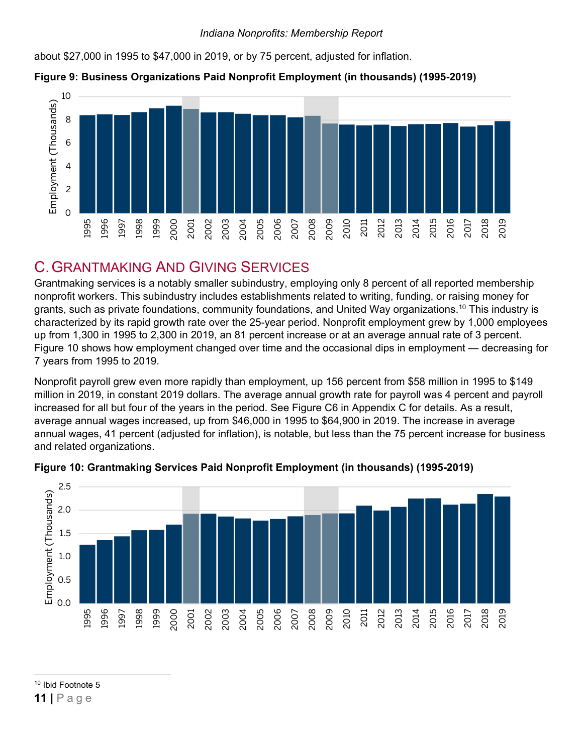about $27,000 in 1995 to $47,000 in 2019, or by 75 percent, adjusted for inflation.

**Figure 9: Business Organizations Paid Nonprofit Employment (in thousands) (1995-2019)**

## C. Grantmaking And Giving Services

Grantmaking services is a notably smaller subindustry, employing only 8 percent of all reported membership nonprofit workers. This subindustry includes establishments related to writing, funding, or raising money for grants, such as private foundations, community foundations, and United Way organizations.[10] This industry is characterized by its rapid growth rate over the 25-year period. Nonprofit employment grew by 1,000 employees up from 1,300 in 1995 to 2,300 in 2019, an 81 percent increase or at an average annual rate of 3 percent. Figure 10 shows how employment changed over time and the occasional dips in employment — decreasing for 7 years from 1995 to 2019.

Nonprofit payroll grew even more rapidly than employment, up 156 percent from $58 million in 1995 to $149 million in 2019, in constant 2019 dollars. The average annual growth rate for payroll was 4 percent and payroll increased for all but four of the years in the period. See Figure C6 in Appendix C for details. As a result, average annual wages increased, up from $46,000 in 1995 to $64,900 in 2019. The increase in average annual wages, 41 percent (adjusted for inflation), is notable, but less than the 75 percent increase for business and related organizations.

**Figure 10: Grantmaking Services Paid Nonprofit Employment (in thousands) (1995-2019)**

[10] Ibid Footnote 5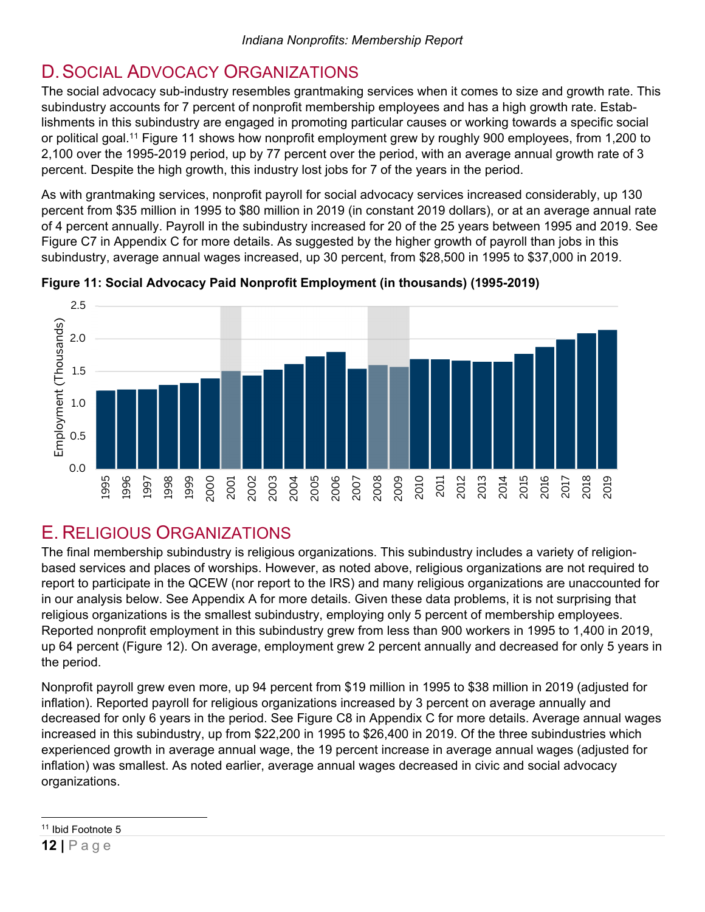## D. Social Advocacy Organizations

The social advocacy sub-industry resembles grantmaking services when it comes to size and growth rate. This subindustry accounts for 7 percent of nonprofit membership employees and has a high growth rate. Establishments in this subindustry are engaged in promoting particular causes or working towards a specific social or political goal.[11] Figure 11 shows how nonprofit employment grew by roughly 900 employees, from 1,200 to 2,100 over the 1995-2019 period, up by 77 percent over the period, with an average annual growth rate of 3 percent. Despite the high growth, this industry lost jobs for 7 of the years in the period.

As with grantmaking services, nonprofit payroll for social advocacy services increased considerably, up 130 percent from $35 million in 1995 to $80 million in 2019 (in constant 2019 dollars), or at an average annual rate of 4 percent annually. Payroll in the subindustry increased for 20 of the 25 years between 1995 and 2019. See Figure C7 in Appendix C for more details. As suggested by the higher growth of payroll than jobs in this subindustry, average annual wages increased, up 30 percent, from $28,500 in 1995 to $37,000 in 2019.

**Figure 11: Social Advocacy Paid Nonprofit Employment (in thousands) (1995-2019)**

## E. Religious Organizations

The final membership subindustry is religious organizations. This subindustry includes a variety of religion-based services and places of worships. However, as noted above, religious organizations are not required to report to participate in the QCEW (nor report to the IRS) and many religious organizations are unaccounted for in our analysis below. See Appendix A for more details. Given these data problems, it is not surprising that religious organizations is the smallest subindustry, employing only 5 percent of membership employees. Reported nonprofit employment in this subindustry grew from less than 900 workers in 1995 to 1,400 in 2019, up 64 percent (Figure 12). On average, employment grew 2 percent annually and decreased for only 5 years in the period.

Nonprofit payroll grew even more, up 94 percent from $19 million in 1995 to $38 million in 2019 (adjusted for inflation). Reported payroll for religious organizations increased by 3 percent on average annually and decreased for only 6 years in the period. See Figure C8 in Appendix C for more details. Average annual wages increased in this subindustry, up from $22,200 in 1995 to $26,400 in 2019. Of the three subindustries which experienced growth in average annual wage, the 19 percent increase in average annual wages (adjusted for inflation) was smallest. As noted earlier, average annual wages decreased in civic and social advocacy organizations.

---

[11] Ibid Footnote 5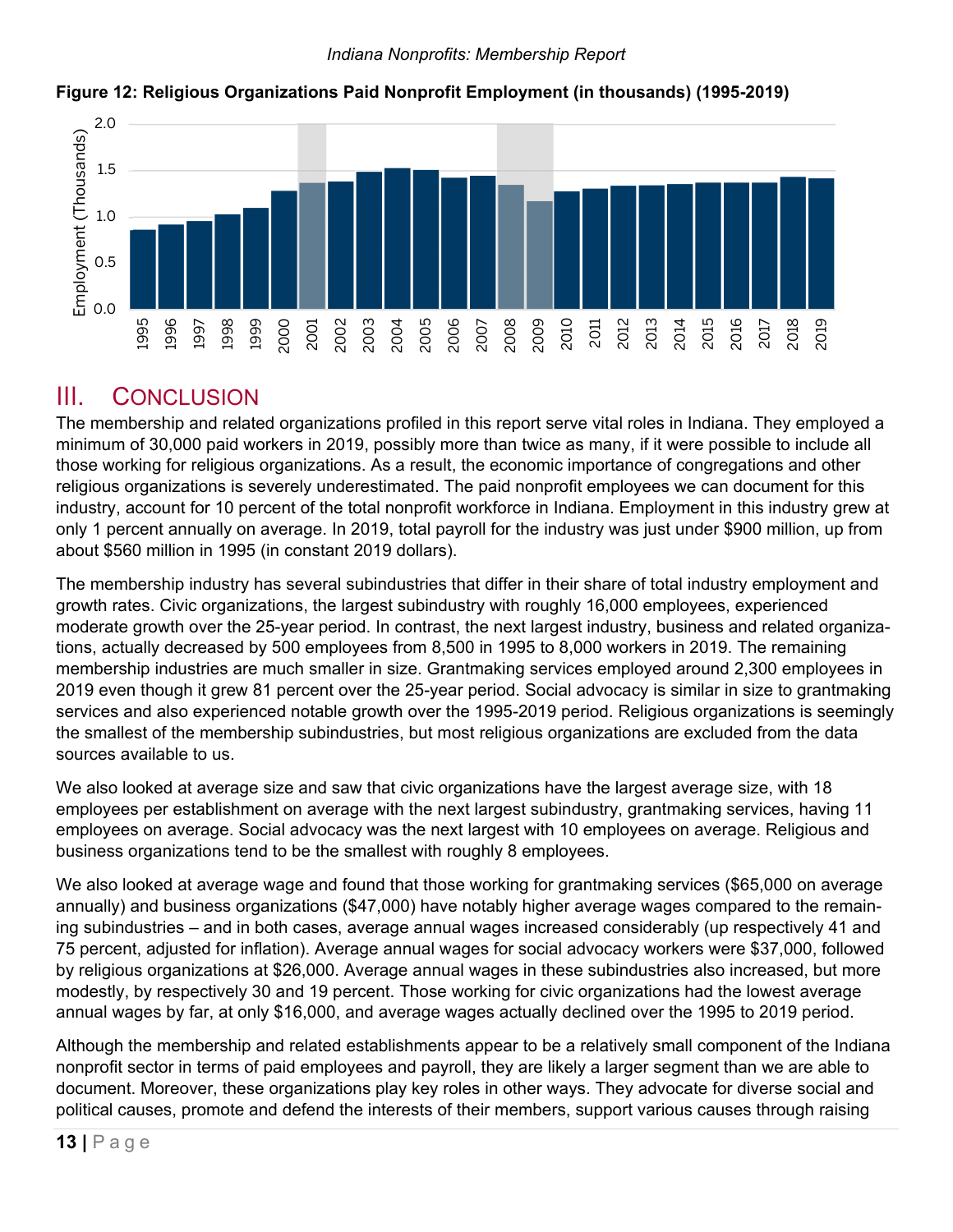**Figure 12: Religious Organizations Paid Nonprofit Employment (in thousands) (1995-2019)**

## III. Conclusion

The membership and related organizations profiled in this report serve vital roles in Indiana. They employed a minimum of 30,000 paid workers in 2019, possibly more than twice as many, if it were possible to include all those working for religious organizations. As a result, the economic importance of congregations and other religious organizations is severely underestimated. The paid nonprofit employees we can document for this industry, account for 10 percent of the total nonprofit workforce in Indiana. Employment in this industry grew at only 1 percent annually on average. In 2019, total payroll for the industry was just under $900 million, up from about $560 million in 1995 (in constant 2019 dollars).

The membership industry has several subindustries that differ in their share of total industry employment and growth rates. Civic organizations, the largest subindustry with roughly 16,000 employees, experienced moderate growth over the 25-year period. In contrast, the next largest industry, business and related organizations, actually decreased by 500 employees from 8,500 in 1995 to 8,000 workers in 2019. The remaining membership industries are much smaller in size. Grantmaking services employed around 2,300 employees in 2019 even though it grew 81 percent over the 25-year period. Social advocacy is similar in size to grantmaking services and also experienced notable growth over the 1995-2019 period. Religious organizations is seemingly the smallest of the membership subindustries, but most religious organizations are excluded from the data sources available to us.

We also looked at average size and saw that civic organizations have the largest average size, with 18 employees per establishment on average with the next largest subindustry, grantmaking services, having 11 employees on average. Social advocacy was the next largest with 10 employees on average. Religious and business organizations tend to be the smallest with roughly 8 employees.

We also looked at average wage and found that those working for grantmaking services ($65,000 on average annually) and business organizations ($47,000) have notably higher average wages compared to the remaining subindustries – and in both cases, average annual wages increased considerably (up respectively 41 and 75 percent, adjusted for inflation). Average annual wages for social advocacy workers were $37,000, followed by religious organizations at $26,000. Average annual wages in these subindustries also increased, but more modestly, by respectively 30 and 19 percent. Those working for civic organizations had the lowest average annual wages by far, at only $16,000, and average wages actually declined over the 1995 to 2019 period.

Although the membership and related establishments appear to be a relatively small component of the Indiana nonprofit sector in terms of paid employees and payroll, they are likely a larger segment than we are able to document. Moreover, these organizations play key roles in other ways. They advocate for diverse social and political causes, promote and defend the interests of their members, support various causes through raising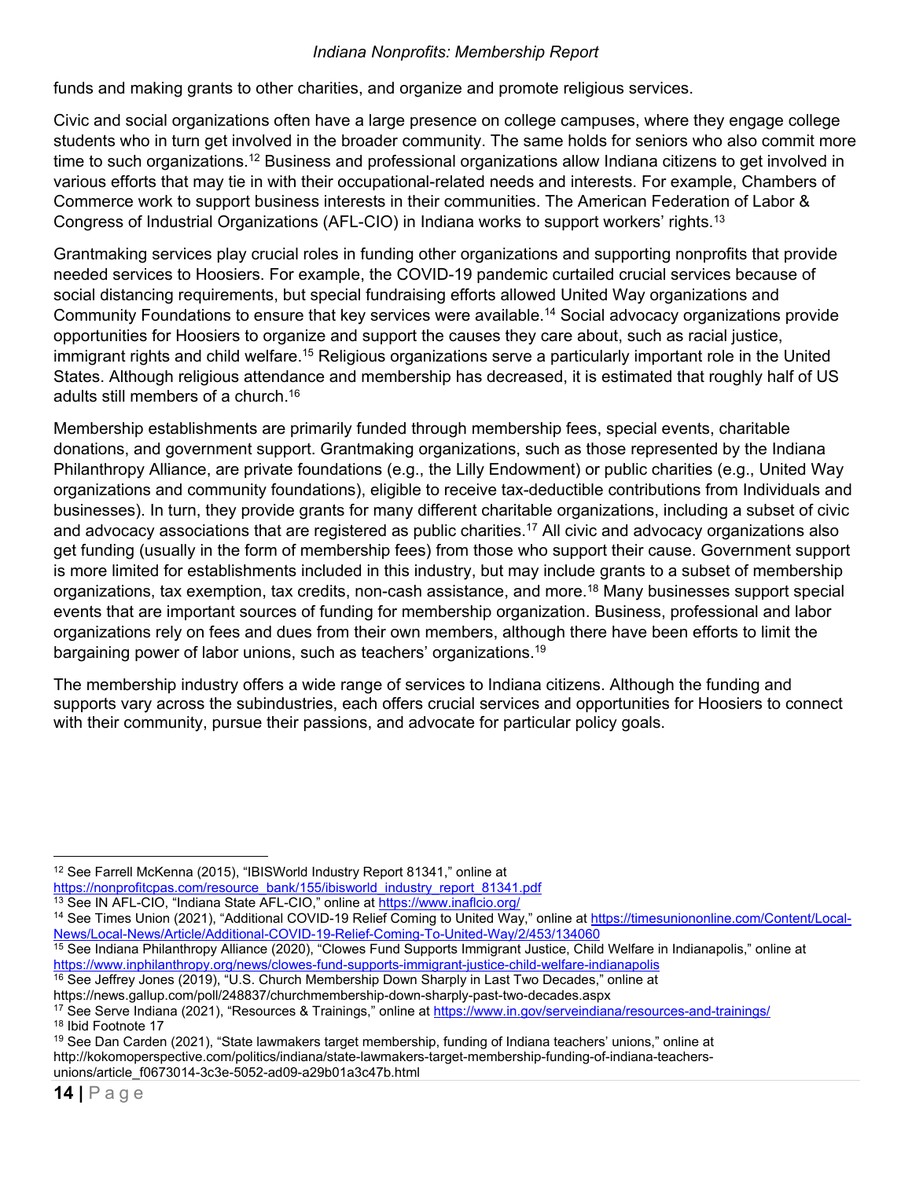funds and making grants to other charities, and organize and promote religious services.

Civic and social organizations often have a large presence on college campuses, where they engage college students who in turn get involved in the broader community. The same holds for seniors who also commit more time to such organizations.[12] Business and professional organizations allow Indiana citizens to get involved in various efforts that may tie in with their occupational-related needs and interests. For example, Chambers of Commerce work to support business interests in their communities. The American Federation of Labor & Congress of Industrial Organizations (AFL-CIO) in Indiana works to support workers' rights.[13]

Grantmaking services play crucial roles in funding other organizations and supporting nonprofits that provide needed services to Hoosiers. For example, the COVID-19 pandemic curtailed crucial services because of social distancing requirements, but special fundraising efforts allowed United Way organizations and Community Foundations to ensure that key services were available.[14] Social advocacy organizations provide opportunities for Hoosiers to organize and support the causes they care about, such as racial justice, immigrant rights and child welfare.[15] Religious organizations serve a particularly important role in the United States. Although religious attendance and membership has decreased, it is estimated that roughly half of US adults still members of a church.[16]

Membership establishments are primarily funded through membership fees, special events, charitable donations, and government support. Grantmaking organizations, such as those represented by the Indiana Philanthropy Alliance, are private foundations (e.g., the Lilly Endowment) or public charities (e.g., United Way organizations and community foundations), eligible to receive tax-deductible contributions from Individuals and businesses). In turn, they provide grants for many different charitable organizations, including a subset of civic and advocacy associations that are registered as public charities.[17] All civic and advocacy organizations also get funding (usually in the form of membership fees) from those who support their cause. Government support is more limited for establishments included in this industry, but may include grants to a subset of membership organizations, tax exemption, tax credits, non-cash assistance, and more.[18] Many businesses support special events that are important sources of funding for membership organization. Business, professional and labor organizations rely on fees and dues from their own members, although there have been efforts to limit the bargaining power of labor unions, such as teachers' organizations.[19]

The membership industry offers a wide range of services to Indiana citizens. Although the funding and supports vary across the subindustries, each offers crucial services and opportunities for Hoosiers to connect with their community, pursue their passions, and advocate for particular policy goals.

---

[12] See Farrell McKenna (2015), "IBISWorld Industry Report 81341," online at https://nonprofitcpas.com/resource_bank/155/ibisworld_industry_report_81341.pdf

[13] See IN AFL-CIO, "Indiana State AFL-CIO," online at https://www.inaflcio.org/

[14] See Times Union (2021), "Additional COVID-19 Relief Coming to United Way," online at https://timesuniononline.com/Content/Local-News/Local-News/Article/Additional-COVID-19-Relief-Coming-To-United-Way/2/453/134060

[15] See Indiana Philanthropy Alliance (2020), "Clowes Fund Supports Immigrant Justice, Child Welfare in Indianapolis," online at https://www.inphilanthropy.org/news/clowes-fund-supports-immigrant-justice-child-welfare-indianapolis

[16] See Jeffrey Jones (2019), "U.S. Church Membership Down Sharply in Last Two Decades," online at https://news.gallup.com/poll/248837/churchmembership-down-sharply-past-two-decades.aspx

[17] See Serve Indiana (2021), "Resources & Trainings," online at https://www.in.gov/serveindiana/resources-and-trainings/

[18] Ibid Footnote 17

[19] See Dan Carden (2021), "State lawmakers target membership, funding of Indiana teachers' unions," online at http://kokomoperspective.com/politics/indiana/state-lawmakers-target-membership-funding-of-indiana-teachers-unions/article_f0673014-3c3e-5052-ad09-a29b01a3c47b.html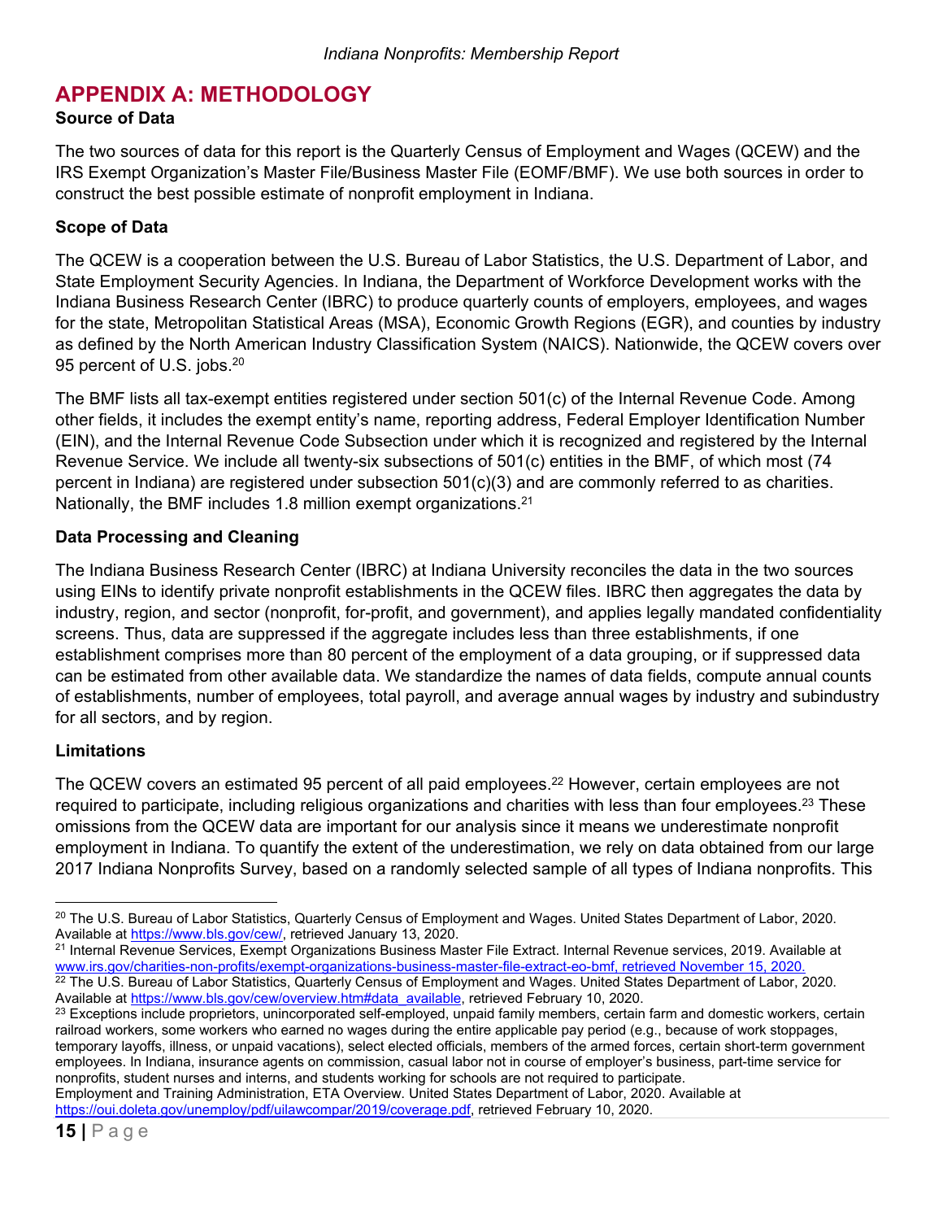## APPENDIX A: METHODOLOGY

### Source of Data

The two sources of data for this report is the Quarterly Census of Employment and Wages (QCEW) and the IRS Exempt Organization's Master File/Business Master File (EOMF/BMF). We use both sources in order to construct the best possible estimate of nonprofit employment in Indiana.

### Scope of Data

The QCEW is a cooperation between the U.S. Bureau of Labor Statistics, the U.S. Department of Labor, and State Employment Security Agencies. In Indiana, the Department of Workforce Development works with the Indiana Business Research Center (IBRC) to produce quarterly counts of employers, employees, and wages for the state, Metropolitan Statistical Areas (MSA), Economic Growth Regions (EGR), and counties by industry as defined by the North American Industry Classification System (NAICS). Nationwide, the QCEW covers over 95 percent of U.S. jobs.[20]

The BMF lists all tax-exempt entities registered under section 501(c) of the Internal Revenue Code. Among other fields, it includes the exempt entity's name, reporting address, Federal Employer Identification Number (EIN), and the Internal Revenue Code Subsection under which it is recognized and registered by the Internal Revenue Service. We include all twenty-six subsections of 501(c) entities in the BMF, of which most (74 percent in Indiana) are registered under subsection 501(c)(3) and are commonly referred to as charities. Nationally, the BMF includes 1.8 million exempt organizations.[21]

### Data Processing and Cleaning

The Indiana Business Research Center (IBRC) at Indiana University reconciles the data in the two sources using EINs to identify private nonprofit establishments in the QCEW files. IBRC then aggregates the data by industry, region, and sector (nonprofit, for-profit, and government), and applies legally mandated confidentiality screens. Thus, data are suppressed if the aggregate includes less than three establishments, if one establishment comprises more than 80 percent of the employment of a data grouping, or if suppressed data can be estimated from other available data. We standardize the names of data fields, compute annual counts of establishments, number of employees, total payroll, and average annual wages by industry and subindustry for all sectors, and by region.

### Limitations

The QCEW covers an estimated 95 percent of all paid employees.[22] However, certain employees are not required to participate, including religious organizations and charities with less than four employees.[23] These omissions from the QCEW data are important for our analysis since it means we underestimate nonprofit employment in Indiana. To quantify the extent of the underestimation, we rely on data obtained from our large 2017 Indiana Nonprofits Survey, based on a randomly selected sample of all types of Indiana nonprofits. This

---

[20] The U.S. Bureau of Labor Statistics, Quarterly Census of Employment and Wages. United States Department of Labor, 2020. Available at https://www.bls.gov/cew/, retrieved January 13, 2020.

[21] Internal Revenue Services, Exempt Organizations Business Master File Extract. Internal Revenue services, 2019. Available at www.irs.gov/charities-non-profits/exempt-organizations-business-master-file-extract-eo-bmf, retrieved November 15, 2020.

[22] The U.S. Bureau of Labor Statistics, Quarterly Census of Employment and Wages. United States Department of Labor, 2020. Available at https://www.bls.gov/cew/overview.htm#data_available, retrieved February 10, 2020.

[23] Exceptions include proprietors, unincorporated self-employed, unpaid family members, certain farm and domestic workers, certain railroad workers, some workers who earned no wages during the entire applicable pay period (e.g., because of work stoppages, temporary layoffs, illness, or unpaid vacations), select elected officials, members of the armed forces, certain short-term government employees. In Indiana, insurance agents on commission, casual labor not in course of employer's business, part-time service for nonprofits, student nurses and interns, and students working for schools are not required to participate.
Employment and Training Administration, ETA Overview. United States Department of Labor, 2020. Available at https://oui.doleta.gov/unemploy/pdf/uilawcompar/2019/coverage.pdf, retrieved February 10, 2020.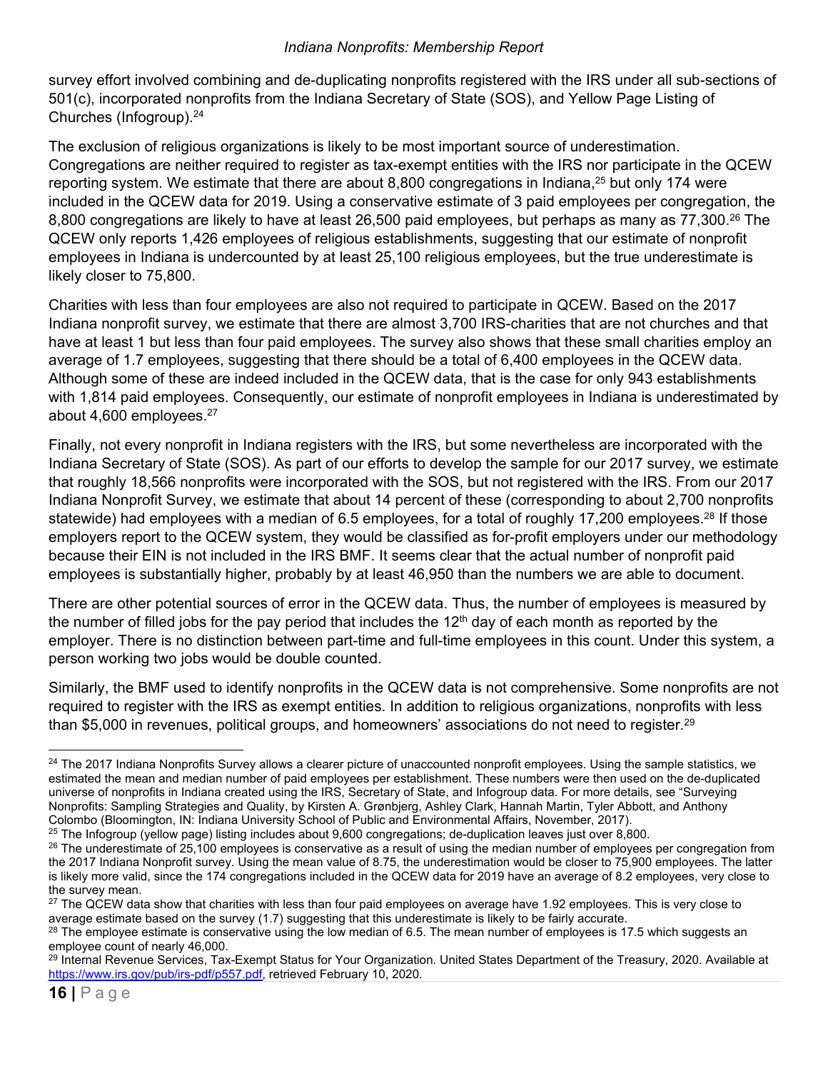survey effort involved combining and de-duplicating nonprofits registered with the IRS under all sub-sections of 501(c), incorporated nonprofits from the Indiana Secretary of State (SOS), and Yellow Page Listing of Churches (Infogroup).[24]

The exclusion of religious organizations is likely to be most important source of underestimation. Congregations are neither required to register as tax-exempt entities with the IRS nor participate in the QCEW reporting system. We estimate that there are about 8,800 congregations in Indiana,[25] but only 174 were included in the QCEW data for 2019. Using a conservative estimate of 3 paid employees per congregation, the 8,800 congregations are likely to have at least 26,500 paid employees, but perhaps as many as 77,300.[26] The QCEW only reports 1,426 employees of religious establishments, suggesting that our estimate of nonprofit employees in Indiana is undercounted by at least 25,100 religious employees, but the true underestimate is likely closer to 75,800.

Charities with less than four employees are also not required to participate in QCEW. Based on the 2017 Indiana nonprofit survey, we estimate that there are almost 3,700 IRS-charities that are not churches and that have at least 1 but less than four paid employees. The survey also shows that these small charities employ an average of 1.7 employees, suggesting that there should be a total of 6,400 employees in the QCEW data. Although some of these are indeed included in the QCEW data, that is the case for only 943 establishments with 1,814 paid employees. Consequently, our estimate of nonprofit employees in Indiana is underestimated by about 4,600 employees.[27]

Finally, not every nonprofit in Indiana registers with the IRS, but some nevertheless are incorporated with the Indiana Secretary of State (SOS). As part of our efforts to develop the sample for our 2017 survey, we estimate that roughly 18,566 nonprofits were incorporated with the SOS, but not registered with the IRS. From our 2017 Indiana Nonprofit Survey, we estimate that about 14 percent of these (corresponding to about 2,700 nonprofits statewide) had employees with a median of 6.5 employees, for a total of roughly 17,200 employees.[28] If those employers report to the QCEW system, they would be classified as for-profit employers under our methodology because their EIN is not included in the IRS BMF. It seems clear that the actual number of nonprofit paid employees is substantially higher, probably by at least 46,950 than the numbers we are able to document.

There are other potential sources of error in the QCEW data. Thus, the number of employees is measured by the number of filled jobs for the pay period that includes the 12th day of each month as reported by the employer. There is no distinction between part-time and full-time employees in this count. Under this system, a person working two jobs would be double counted.

Similarly, the BMF used to identify nonprofits in the QCEW data is not comprehensive. Some nonprofits are not required to register with the IRS as exempt entities. In addition to religious organizations, nonprofits with less than $5,000 in revenues, political groups, and homeowners' associations do not need to register.[29]

---

[24] The 2017 Indiana Nonprofits Survey allows a clearer picture of unaccounted nonprofit employees. Using the sample statistics, we estimated the mean and median number of paid employees per establishment. These numbers were then used on the de-duplicated universe of nonprofits in Indiana created using the IRS, Secretary of State, and Infogroup data. For more details, see "Surveying Nonprofits: Sampling Strategies and Quality, by Kirsten A. Grønbjerg, Ashley Clark, Hannah Martin, Tyler Abbott, and Anthony Colombo (Bloomington, IN: Indiana University School of Public and Environmental Affairs, November, 2017).

[25] The Infogroup (yellow page) listing includes about 9,600 congregations; de-duplication leaves just over 8,800.

[26] The underestimate of 25,100 employees is conservative as a result of using the median number of employees per congregation from the 2017 Indiana Nonprofit survey. Using the mean value of 8.75, the underestimation would be closer to 75,900 employees. The latter is likely more valid, since the 174 congregations included in the QCEW data for 2019 have an average of 8.2 employees, very close to the survey mean.

[27] The QCEW data show that charities with less than four paid employees on average have 1.92 employees. This is very close to average estimate based on the survey (1.7) suggesting that this underestimate is likely to be fairly accurate.

[28] The employee estimate is conservative using the low median of 6.5. The mean number of employees is 17.5 which suggests an employee count of nearly 46,000.

[29] Internal Revenue Services, Tax-Exempt Status for Your Organization. United States Department of the Treasury, 2020. Available at https://www.irs.gov/pub/irs-pdf/p557.pdf, retrieved February 10, 2020.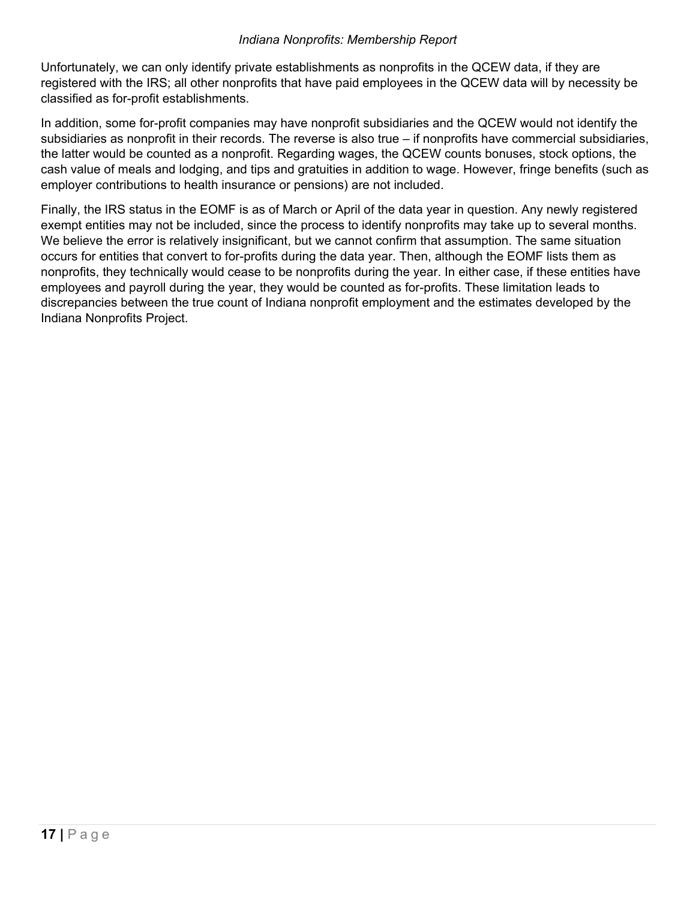Unfortunately, we can only identify private establishments as nonprofits in the QCEW data, if they are registered with the IRS; all other nonprofits that have paid employees in the QCEW data will by necessity be classified as for-profit establishments.

In addition, some for-profit companies may have nonprofit subsidiaries and the QCEW would not identify the subsidiaries as nonprofit in their records. The reverse is also true – if nonprofits have commercial subsidiaries, the latter would be counted as a nonprofit. Regarding wages, the QCEW counts bonuses, stock options, the cash value of meals and lodging, and tips and gratuities in addition to wage. However, fringe benefits (such as employer contributions to health insurance or pensions) are not included.

Finally, the IRS status in the EOMF is as of March or April of the data year in question. Any newly registered exempt entities may not be included, since the process to identify nonprofits may take up to several months. We believe the error is relatively insignificant, but we cannot confirm that assumption. The same situation occurs for entities that convert to for-profits during the data year. Then, although the EOMF lists them as nonprofits, they technically would cease to be nonprofits during the year. In either case, if these entities have employees and payroll during the year, they would be counted as for-profits. These limitation leads to discrepancies between the true count of Indiana nonprofit employment and the estimates developed by the Indiana Nonprofits Project.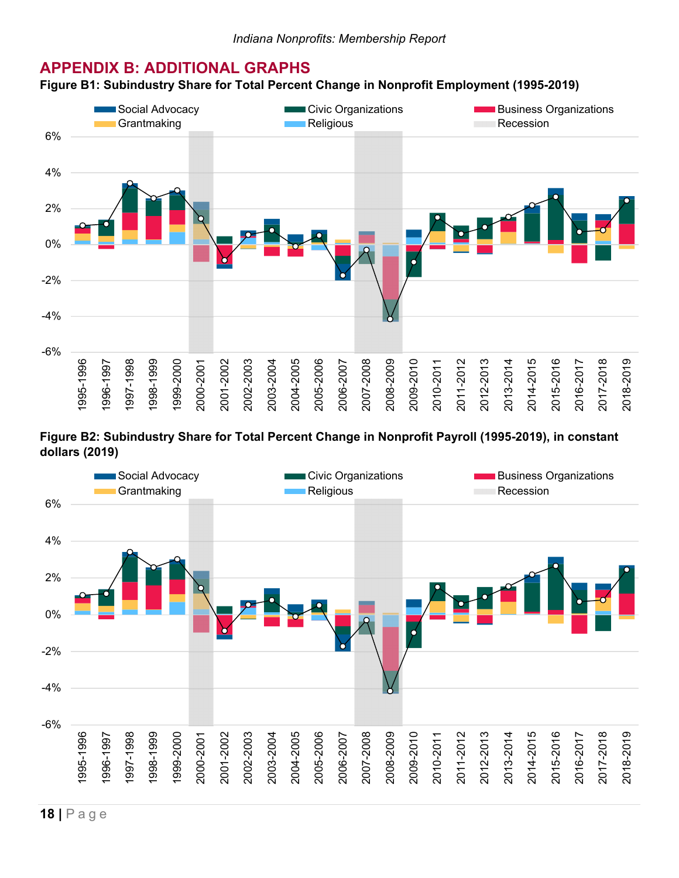# APPENDIX B: ADDITIONAL GRAPHS

**Figure B1: Subindustry Share for Total Percent Change in Nonprofit Employment (1995-2019)**

**Figure B2: Subindustry Share for Total Percent Change in Nonprofit Payroll (1995-2019), in constant dollars (2019)**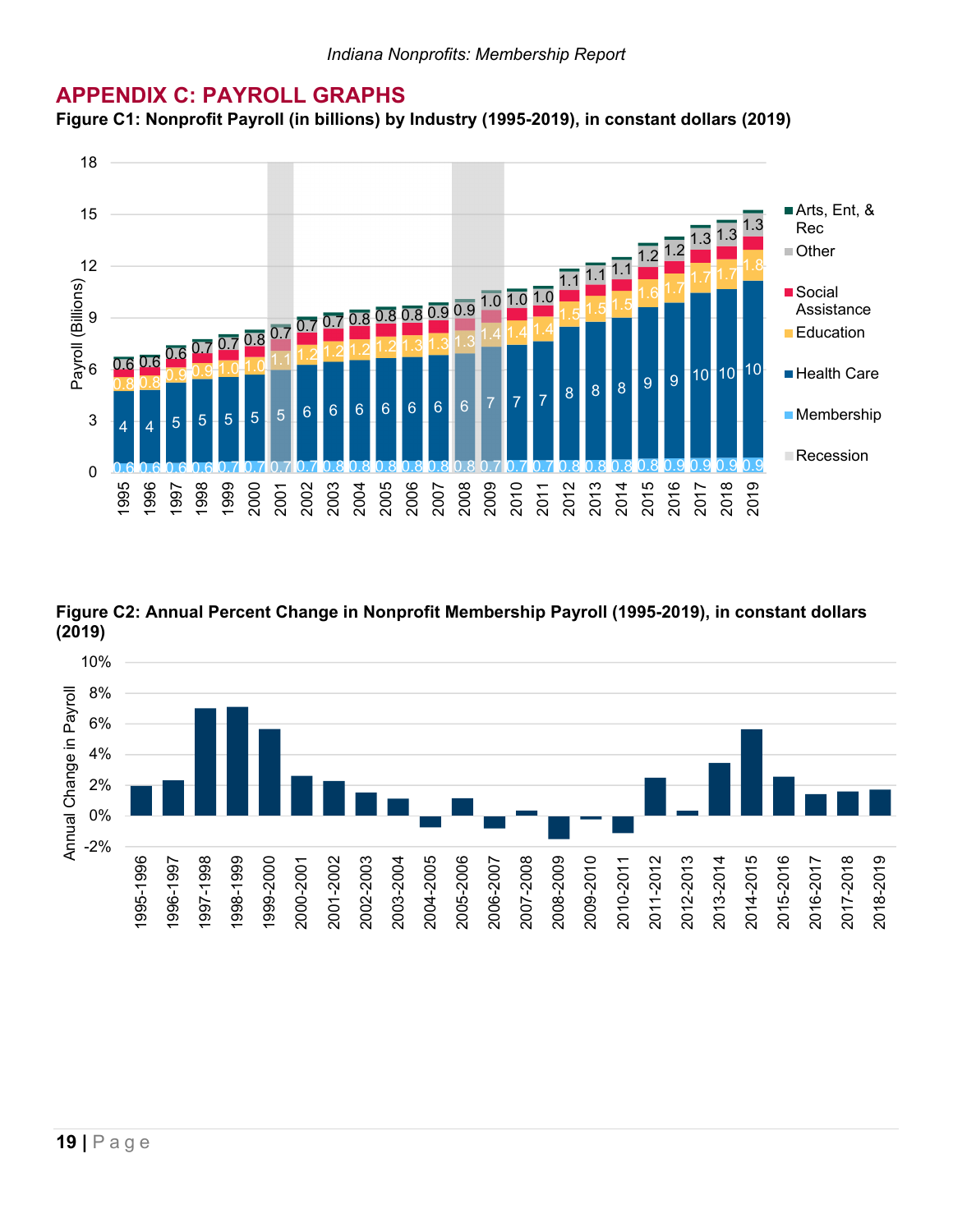# APPENDIX C: PAYROLL GRAPHS

**Figure C1: Nonprofit Payroll (in billions) by Industry (1995-2019), in constant dollars (2019)**

**Figure C2: Annual Percent Change in Nonprofit Membership Payroll (1995-2019), in constant dollars (2019)**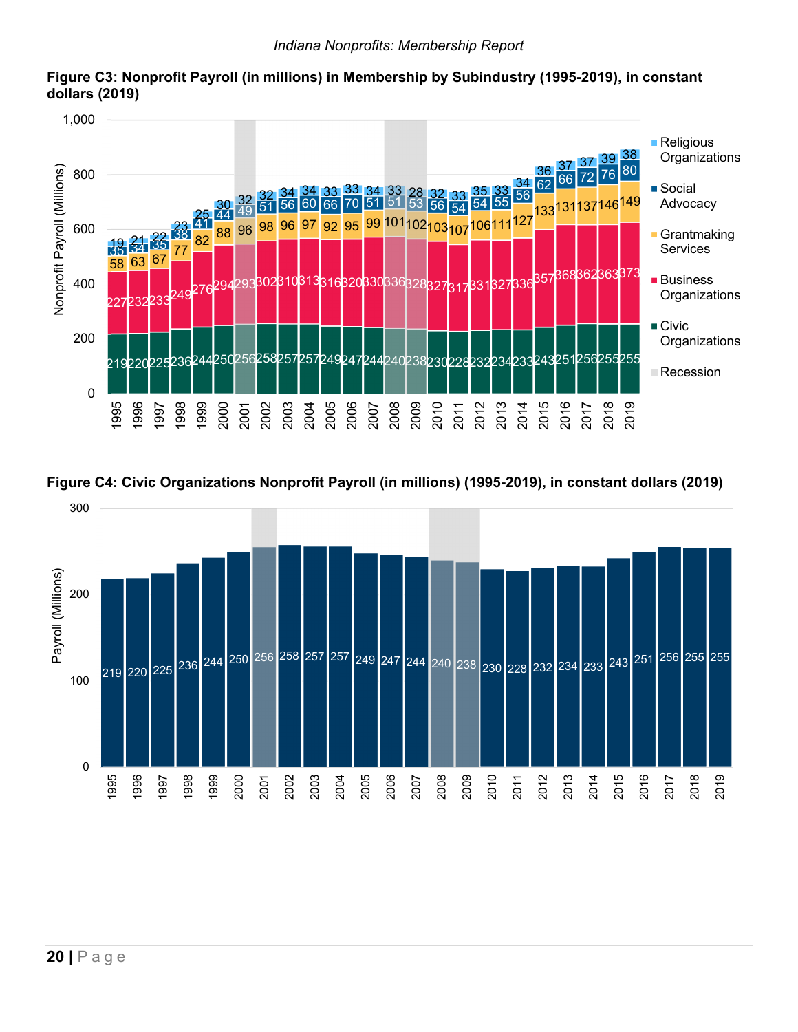**Figure C3: Nonprofit Payroll (in millions) in Membership by Subindustry (1995-2019), in constant dollars (2019)**

| Year | Civic Organizations | Business Organizations | Grantmaking Services | Social Advocacy | Religious Organizations |
|---|---|---|---|---|---|
| 1995 | 219 | 227 | 58 | 35 | 19 |
| 1996 | 220 | 232 | 63 | 34 | 21 |
| 1997 | 225 | 233 | 67 | 35 | 22 |
| 1998 | 236 | 249 | 77 | 38 | 23 |
| 1999 | 244 | 276 | 82 | 41 | 25 |
| 2000 | 250 | 294 | 88 | 44 | 30 |
| 2001 | 256 | 293 | 96 | 49 | 32 |
| 2002 | 258 | 302 | 98 | 51 | 32 |
| 2003 | 257 | 310 | 96 | 56 | 34 |
| 2004 | 257 | 313 | 97 | 60 | 34 |
| 2005 | 249 | 316 | 92 | 66 | 33 |
| 2006 | 247 | 320 | 95 | 70 | 33 |
| 2007 | 244 | 330 | 99 | 51 | 34 |
| 2008 | 240 | 336 | 101 | 51 | 33 |
| 2009 | 238 | 328 | 102 | 53 | 28 |
| 2010 | 230 | 327 | 103 | 56 | 32 |
| 2011 | 228 | 317 | 107 | 54 | 33 |
| 2012 | 232 | 331 | 106 | 54 | 35 |
| 2013 | 234 | 327 | 111 | 55 | 33 |
| 2014 | 233 | 336 | 127 | 56 | 34 |
| 2015 | 243 | 357 | 133 | 62 | 36 |
| 2016 | 251 | 368 | 131 | 66 | 37 |
| 2017 | 256 | 362 | 137 | 72 | 37 |
| 2018 | 255 | 363 | 146 | 76 | 39 |
| 2019 | 255 | 373 | 149 | 80 | 38 |

Recession years shaded: 2001, 2008–2009

**Figure C4: Civic Organizations Nonprofit Payroll (in millions) (1995-2019), in constant dollars (2019)**

| Year | Payroll (Millions) |
|---|---|
| 1995 | 219 |
| 1996 | 220 |
| 1997 | 225 |
| 1998 | 236 |
| 1999 | 244 |
| 2000 | 250 |
| 2001 | 256 |
| 2002 | 258 |
| 2003 | 257 |
| 2004 | 257 |
| 2005 | 249 |
| 2006 | 247 |
| 2007 | 244 |
| 2008 | 240 |
| 2009 | 238 |
| 2010 | 230 |
| 2011 | 228 |
| 2012 | 232 |
| 2013 | 234 |
| 2014 | 233 |
| 2015 | 243 |
| 2016 | 251 |
| 2017 | 256 |
| 2018 | 255 |
| 2019 | 255 |

Recession years shaded: 2001, 2008–2009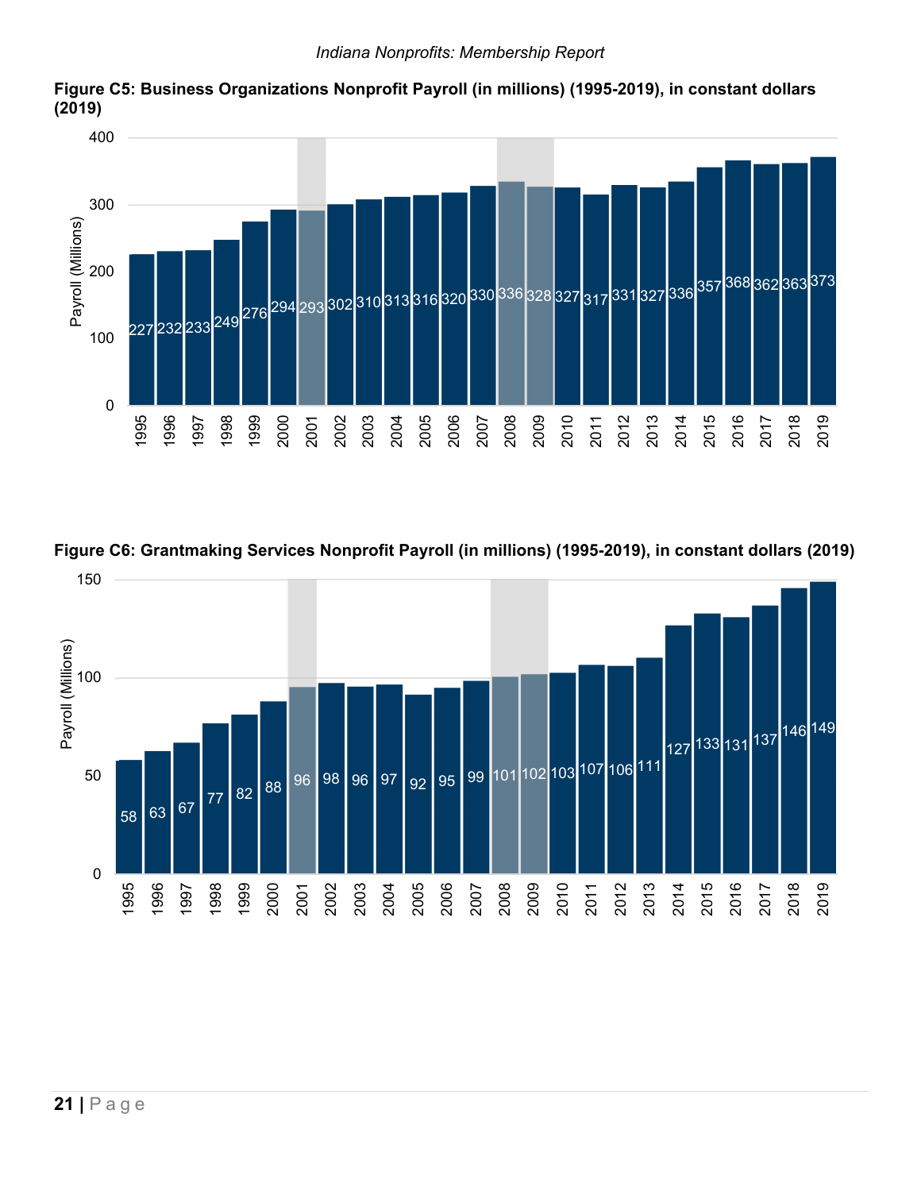**Figure C5: Business Organizations Nonprofit Payroll (in millions) (1995-2019), in constant dollars (2019)**

| Year | Payroll (Millions) |
|---|---|
| 1995 | 227 |
| 1996 | 232 |
| 1997 | 233 |
| 1998 | 249 |
| 1999 | 276 |
| 2000 | 294 |
| 2001 | 293 |
| 2002 | 302 |
| 2003 | 310 |
| 2004 | 313 |
| 2005 | 316 |
| 2006 | 320 |
| 2007 | 330 |
| 2008 | 336 |
| 2009 | 328 |
| 2010 | 327 |
| 2011 | 317 |
| 2012 | 331 |
| 2013 | 327 |
| 2014 | 336 |
| 2015 | 357 |
| 2016 | 368 |
| 2017 | 362 |
| 2018 | 363 |
| 2019 | 373 |

**Figure C6: Grantmaking Services Nonprofit Payroll (in millions) (1995-2019), in constant dollars (2019)**

| Year | Payroll (Millions) |
|---|---|
| 1995 | 58 |
| 1996 | 63 |
| 1997 | 67 |
| 1998 | 77 |
| 1999 | 82 |
| 2000 | 88 |
| 2001 | 96 |
| 2002 | 98 |
| 2003 | 96 |
| 2004 | 97 |
| 2005 | 92 |
| 2006 | 95 |
| 2007 | 99 |
| 2008 | 101 |
| 2009 | 102 |
| 2010 | 103 |
| 2011 | 107 |
| 2012 | 106 |
| 2013 | 111 |
| 2014 | 127 |
| 2015 | 133 |
| 2016 | 131 |
| 2017 | 137 |
| 2018 | 146 |
| 2019 | 149 |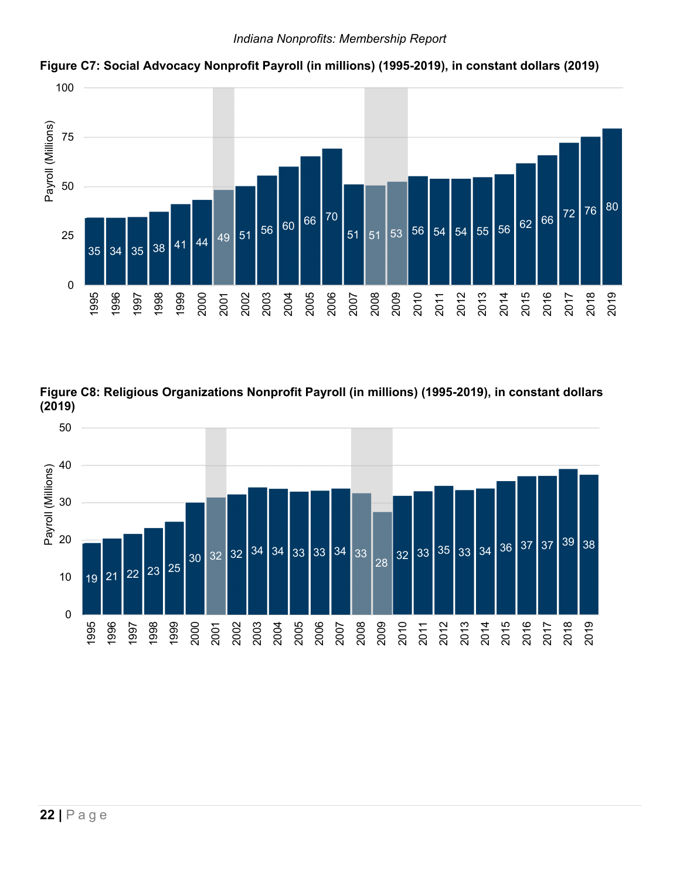**Figure C7: Social Advocacy Nonprofit Payroll (in millions) (1995-2019), in constant dollars (2019)**

| Year | Payroll (Millions) |
|---|---|
| 1995 | 35 |
| 1996 | 34 |
| 1997 | 35 |
| 1998 | 38 |
| 1999 | 41 |
| 2000 | 44 |
| 2001 | 49 |
| 2002 | 51 |
| 2003 | 56 |
| 2004 | 60 |
| 2005 | 66 |
| 2006 | 70 |
| 2007 | 51 |
| 2008 | 51 |
| 2009 | 53 |
| 2010 | 56 |
| 2011 | 54 |
| 2012 | 54 |
| 2013 | 55 |
| 2014 | 56 |
| 2015 | 62 |
| 2016 | 66 |
| 2017 | 72 |
| 2018 | 76 |
| 2019 | 80 |

**Figure C8: Religious Organizations Nonprofit Payroll (in millions) (1995-2019), in constant dollars (2019)**

| Year | Payroll (Millions) |
|---|---|
| 1995 | 19 |
| 1996 | 21 |
| 1997 | 22 |
| 1998 | 23 |
| 1999 | 25 |
| 2000 | 30 |
| 2001 | 32 |
| 2002 | 32 |
| 2003 | 34 |
| 2004 | 34 |
| 2005 | 33 |
| 2006 | 33 |
| 2007 | 34 |
| 2008 | 33 |
| 2009 | 28 |
| 2010 | 32 |
| 2011 | 33 |
| 2012 | 35 |
| 2013 | 33 |
| 2014 | 34 |
| 2015 | 36 |
| 2016 | 37 |
| 2017 | 37 |
| 2018 | 39 |
| 2019 | 38 |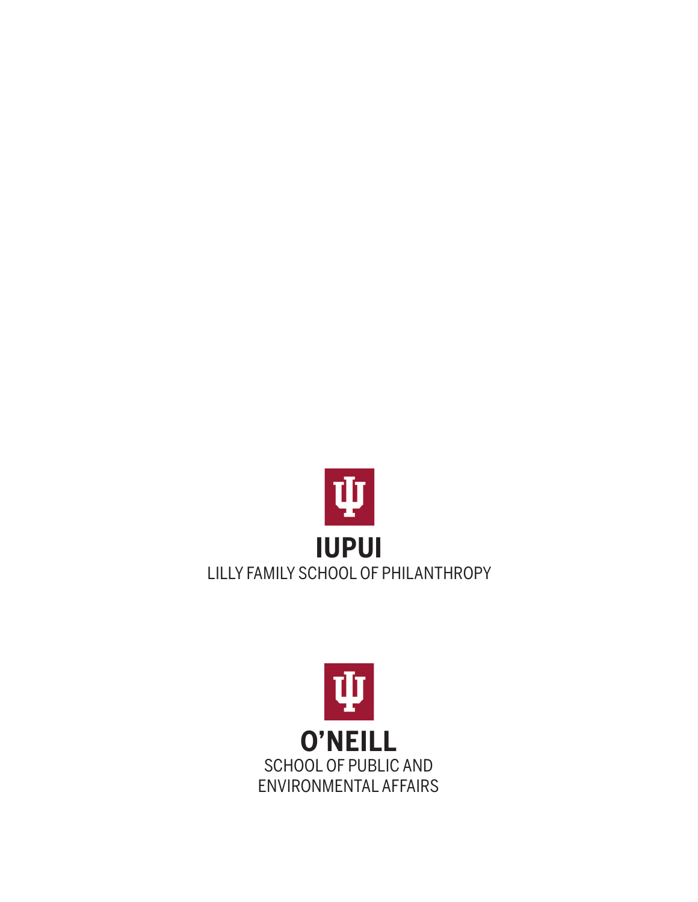**IUPUI**

LILLY FAMILY SCHOOL OF PHILANTHROPY

**O'NEILL**

SCHOOL OF PUBLIC AND
ENVIRONMENTAL AFFAIRS